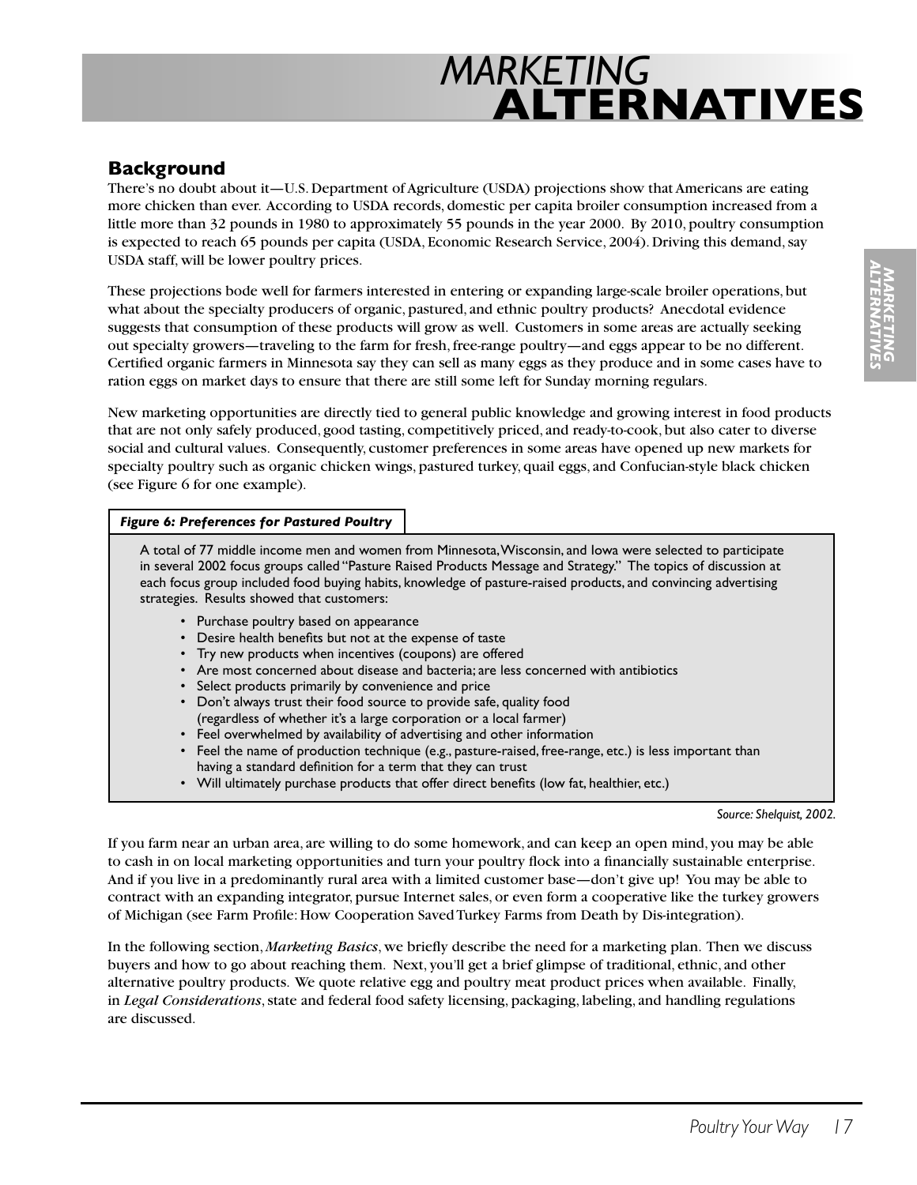# MARKETING ALTERNATIVES

## Background

There's no doubt about it—U.S. Department of Agriculture (USDA) projections show that Americans are eating more chicken than ever. According to USDA records, domestic per capita broiler consumption increased from a little more than 32 pounds in 1980 to approximately 55 pounds in the year 2000. By 2010, poultry consumption is expected to reach 65 pounds per capita (USDA, Economic Research Service, 2004). Driving this demand, say USDA staff, will be lower poultry prices.

These projections bode well for farmers interested in entering or expanding large-scale broiler operations, but what about the specialty producers of organic, pastured, and ethnic poultry products? Anecdotal evidence suggests that consumption of these products will grow as well. Customers in some areas are actually seeking out specialty growers—traveling to the farm for fresh, free-range poultry—and eggs appear to be no different. Certified organic farmers in Minnesota say they can sell as many eggs as they produce and in some cases have to ration eggs on market days to ensure that there are still some left for Sunday morning regulars.

New marketing opportunities are directly tied to general public knowledge and growing interest in food products that are not only safely produced, good tasting, competitively priced, and ready-to-cook, but also cater to diverse social and cultural values. Consequently, customer preferences in some areas have opened up new markets for specialty poultry such as organic chicken wings, pastured turkey, quail eggs, and Confucian-style black chicken (see Figure 6 for one example).

***Figure 6: Preferences for Pastured Poultry***

A total of 77 middle income men and women from Minnesota, Wisconsin, and Iowa were selected to participate in several 2002 focus groups called "Pasture Raised Products Message and Strategy." The topics of discussion at each focus group included food buying habits, knowledge of pasture-raised products, and convincing advertising strategies. Results showed that customers:

- Purchase poultry based on appearance
- Desire health benefits but not at the expense of taste
- Try new products when incentives (coupons) are offered
- Are most concerned about disease and bacteria; are less concerned with antibiotics
- Select products primarily by convenience and price
- Don't always trust their food source to provide safe, quality food (regardless of whether it's a large corporation or a local farmer)
- Feel overwhelmed by availability of advertising and other information
- Feel the name of production technique (e.g., pasture-raised, free-range, etc.) is less important than having a standard definition for a term that they can trust
- Will ultimately purchase products that offer direct benefits (low fat, healthier, etc.)

*Source: Shelquist, 2002.*

If you farm near an urban area, are willing to do some homework, and can keep an open mind, you may be able to cash in on local marketing opportunities and turn your poultry flock into a financially sustainable enterprise. And if you live in a predominantly rural area with a limited customer base—don't give up! You may be able to contract with an expanding integrator, pursue Internet sales, or even form a cooperative like the turkey growers of Michigan (see Farm Profile: How Cooperation Saved Turkey Farms from Death by Dis-integration).

In the following section, *Marketing Basics*, we briefly describe the need for a marketing plan. Then we discuss buyers and how to go about reaching them. Next, you'll get a brief glimpse of traditional, ethnic, and other alternative poultry products. We quote relative egg and poultry meat product prices when available. Finally, in *Legal Considerations*, state and federal food safety licensing, packaging, labeling, and handling regulations are discussed.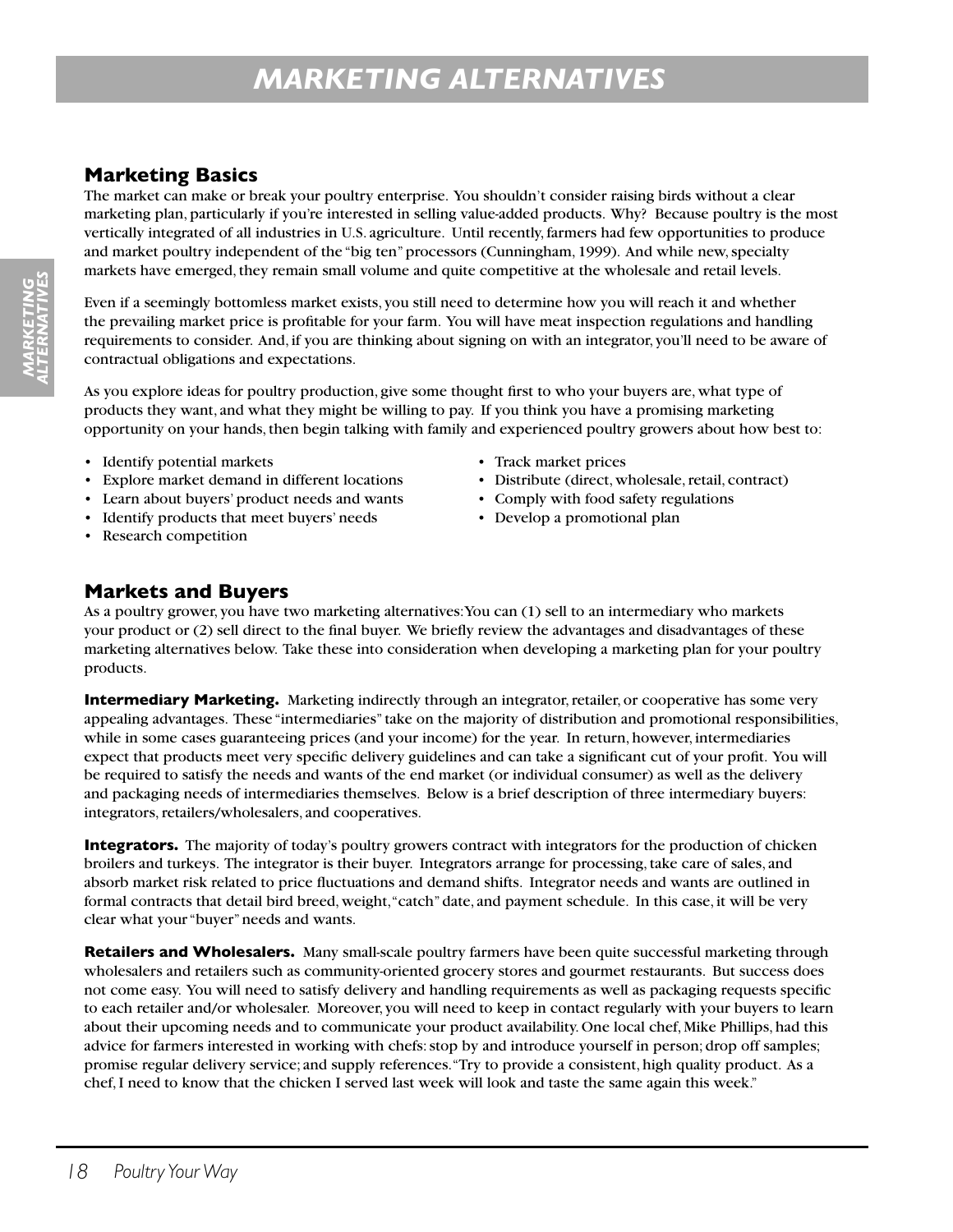# MARKETING ALTERNATIVES

## Marketing Basics

The market can make or break your poultry enterprise. You shouldn't consider raising birds without a clear marketing plan, particularly if you're interested in selling value-added products. Why? Because poultry is the most vertically integrated of all industries in U.S. agriculture. Until recently, farmers had few opportunities to produce and market poultry independent of the "big ten" processors (Cunningham, 1999). And while new, specialty markets have emerged, they remain small volume and quite competitive at the wholesale and retail levels.

Even if a seemingly bottomless market exists, you still need to determine how you will reach it and whether the prevailing market price is profitable for your farm. You will have meat inspection regulations and handling requirements to consider. And, if you are thinking about signing on with an integrator, you'll need to be aware of contractual obligations and expectations.

As you explore ideas for poultry production, give some thought first to who your buyers are, what type of products they want, and what they might be willing to pay. If you think you have a promising marketing opportunity on your hands, then begin talking with family and experienced poultry growers about how best to:

- Identify potential markets
- Explore market demand in different locations
- Learn about buyers' product needs and wants
- Identify products that meet buyers' needs
- Research competition
- Track market prices
- Distribute (direct, wholesale, retail, contract)
- Comply with food safety regulations
- Develop a promotional plan

## Markets and Buyers

As a poultry grower, you have two marketing alternatives: You can (1) sell to an intermediary who markets your product or (2) sell direct to the final buyer. We briefly review the advantages and disadvantages of these marketing alternatives below. Take these into consideration when developing a marketing plan for your poultry products.

**Intermediary Marketing.** Marketing indirectly through an integrator, retailer, or cooperative has some very appealing advantages. These "intermediaries" take on the majority of distribution and promotional responsibilities, while in some cases guaranteeing prices (and your income) for the year. In return, however, intermediaries expect that products meet very specific delivery guidelines and can take a significant cut of your profit. You will be required to satisfy the needs and wants of the end market (or individual consumer) as well as the delivery and packaging needs of intermediaries themselves. Below is a brief description of three intermediary buyers: integrators, retailers/wholesalers, and cooperatives.

**Integrators.** The majority of today's poultry growers contract with integrators for the production of chicken broilers and turkeys. The integrator is their buyer. Integrators arrange for processing, take care of sales, and absorb market risk related to price fluctuations and demand shifts. Integrator needs and wants are outlined in formal contracts that detail bird breed, weight, "catch" date, and payment schedule. In this case, it will be very clear what your "buyer" needs and wants.

**Retailers and Wholesalers.** Many small-scale poultry farmers have been quite successful marketing through wholesalers and retailers such as community-oriented grocery stores and gourmet restaurants. But success does not come easy. You will need to satisfy delivery and handling requirements as well as packaging requests specific to each retailer and/or wholesaler. Moreover, you will need to keep in contact regularly with your buyers to learn about their upcoming needs and to communicate your product availability. One local chef, Mike Phillips, had this advice for farmers interested in working with chefs: stop by and introduce yourself in person; drop off samples; promise regular delivery service; and supply references. "Try to provide a consistent, high quality product. As a chef, I need to know that the chicken I served last week will look and taste the same again this week."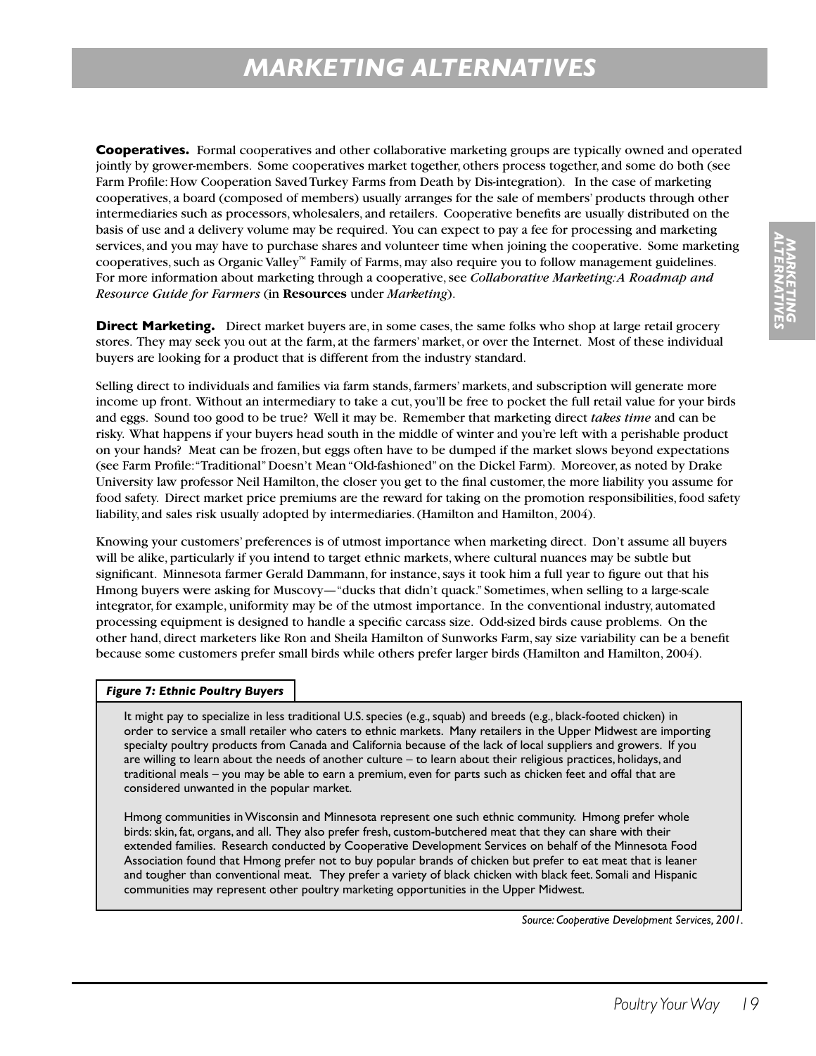# MARKETING ALTERNATIVES

**Cooperatives.** Formal cooperatives and other collaborative marketing groups are typically owned and operated jointly by grower-members. Some cooperatives market together, others process together, and some do both (see Farm Profile: How Cooperation Saved Turkey Farms from Death by Dis-integration). In the case of marketing cooperatives, a board (composed of members) usually arranges for the sale of members' products through other intermediaries such as processors, wholesalers, and retailers. Cooperative benefits are usually distributed on the basis of use and a delivery volume may be required. You can expect to pay a fee for processing and marketing services, and you may have to purchase shares and volunteer time when joining the cooperative. Some marketing cooperatives, such as Organic Valley™ Family of Farms, may also require you to follow management guidelines. For more information about marketing through a cooperative, see *Collaborative Marketing: A Roadmap and Resource Guide for Farmers* (in **Resources** under *Marketing*).

**Direct Marketing.** Direct market buyers are, in some cases, the same folks who shop at large retail grocery stores. They may seek you out at the farm, at the farmers' market, or over the Internet. Most of these individual buyers are looking for a product that is different from the industry standard.

Selling direct to individuals and families via farm stands, farmers' markets, and subscription will generate more income up front. Without an intermediary to take a cut, you'll be free to pocket the full retail value for your birds and eggs. Sound too good to be true? Well it may be. Remember that marketing direct *takes time* and can be risky. What happens if your buyers head south in the middle of winter and you're left with a perishable product on your hands? Meat can be frozen, but eggs often have to be dumped if the market slows beyond expectations (see Farm Profile: "Traditional" Doesn't Mean "Old-fashioned" on the Dickel Farm). Moreover, as noted by Drake University law professor Neil Hamilton, the closer you get to the final customer, the more liability you assume for food safety. Direct market price premiums are the reward for taking on the promotion responsibilities, food safety liability, and sales risk usually adopted by intermediaries. (Hamilton and Hamilton, 2004).

Knowing your customers' preferences is of utmost importance when marketing direct. Don't assume all buyers will be alike, particularly if you intend to target ethnic markets, where cultural nuances may be subtle but significant. Minnesota farmer Gerald Dammann, for instance, says it took him a full year to figure out that his Hmong buyers were asking for Muscovy—"ducks that didn't quack." Sometimes, when selling to a large-scale integrator, for example, uniformity may be of the utmost importance. In the conventional industry, automated processing equipment is designed to handle a specific carcass size. Odd-sized birds cause problems. On the other hand, direct marketers like Ron and Sheila Hamilton of Sunworks Farm, say size variability can be a benefit because some customers prefer small birds while others prefer larger birds (Hamilton and Hamilton, 2004).

***Figure 7: Ethnic Poultry Buyers***

It might pay to specialize in less traditional U.S. species (e.g., squab) and breeds (e.g., black-footed chicken) in order to service a small retailer who caters to ethnic markets. Many retailers in the Upper Midwest are importing specialty poultry products from Canada and California because of the lack of local suppliers and growers. If you are willing to learn about the needs of another culture – to learn about their religious practices, holidays, and traditional meals – you may be able to earn a premium, even for parts such as chicken feet and offal that are considered unwanted in the popular market.

Hmong communities in Wisconsin and Minnesota represent one such ethnic community. Hmong prefer whole birds: skin, fat, organs, and all. They also prefer fresh, custom-butchered meat that they can share with their extended families. Research conducted by Cooperative Development Services on behalf of the Minnesota Food Association found that Hmong prefer not to buy popular brands of chicken but prefer to eat meat that is leaner and tougher than conventional meat. They prefer a variety of black chicken with black feet. Somali and Hispanic communities may represent other poultry marketing opportunities in the Upper Midwest.

*Source: Cooperative Development Services, 2001.*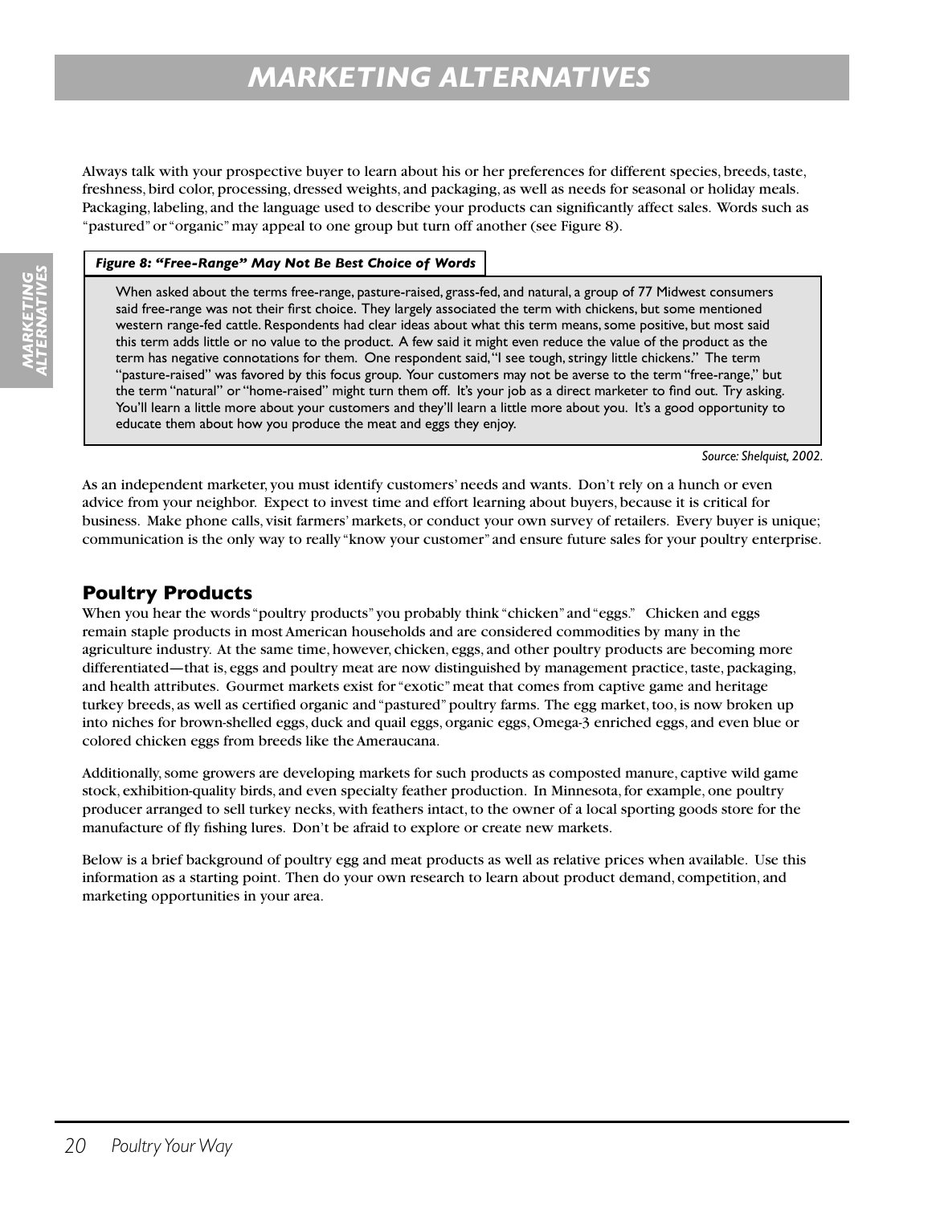# MARKETING ALTERNATIVES

Always talk with your prospective buyer to learn about his or her preferences for different species, breeds, taste, freshness, bird color, processing, dressed weights, and packaging, as well as needs for seasonal or holiday meals. Packaging, labeling, and the language used to describe your products can significantly affect sales. Words such as "pastured" or "organic" may appeal to one group but turn off another (see Figure 8).

***Figure 8: "Free-Range" May Not Be Best Choice of Words***

When asked about the terms free-range, pasture-raised, grass-fed, and natural, a group of 77 Midwest consumers said free-range was not their first choice. They largely associated the term with chickens, but some mentioned western range-fed cattle. Respondents had clear ideas about what this term means, some positive, but most said this term adds little or no value to the product. A few said it might even reduce the value of the product as the term has negative connotations for them. One respondent said, "I see tough, stringy little chickens." The term "pasture-raised" was favored by this focus group. Your customers may not be averse to the term "free-range," but the term "natural" or "home-raised" might turn them off. It's your job as a direct marketer to find out. Try asking. You'll learn a little more about your customers and they'll learn a little more about you. It's a good opportunity to educate them about how you produce the meat and eggs they enjoy.

*Source: Shelquist, 2002.*

As an independent marketer, you must identify customers' needs and wants. Don't rely on a hunch or even advice from your neighbor. Expect to invest time and effort learning about buyers, because it is critical for business. Make phone calls, visit farmers' markets, or conduct your own survey of retailers. Every buyer is unique; communication is the only way to really "know your customer" and ensure future sales for your poultry enterprise.

## Poultry Products

When you hear the words "poultry products" you probably think "chicken" and "eggs." Chicken and eggs remain staple products in most American households and are considered commodities by many in the agriculture industry. At the same time, however, chicken, eggs, and other poultry products are becoming more differentiated—that is, eggs and poultry meat are now distinguished by management practice, taste, packaging, and health attributes. Gourmet markets exist for "exotic" meat that comes from captive game and heritage turkey breeds, as well as certified organic and "pastured" poultry farms. The egg market, too, is now broken up into niches for brown-shelled eggs, duck and quail eggs, organic eggs, Omega-3 enriched eggs, and even blue or colored chicken eggs from breeds like the Ameraucana.

Additionally, some growers are developing markets for such products as composted manure, captive wild game stock, exhibition-quality birds, and even specialty feather production. In Minnesota, for example, one poultry producer arranged to sell turkey necks, with feathers intact, to the owner of a local sporting goods store for the manufacture of fly fishing lures. Don't be afraid to explore or create new markets.

Below is a brief background of poultry egg and meat products as well as relative prices when available. Use this information as a starting point. Then do your own research to learn about product demand, competition, and marketing opportunities in your area.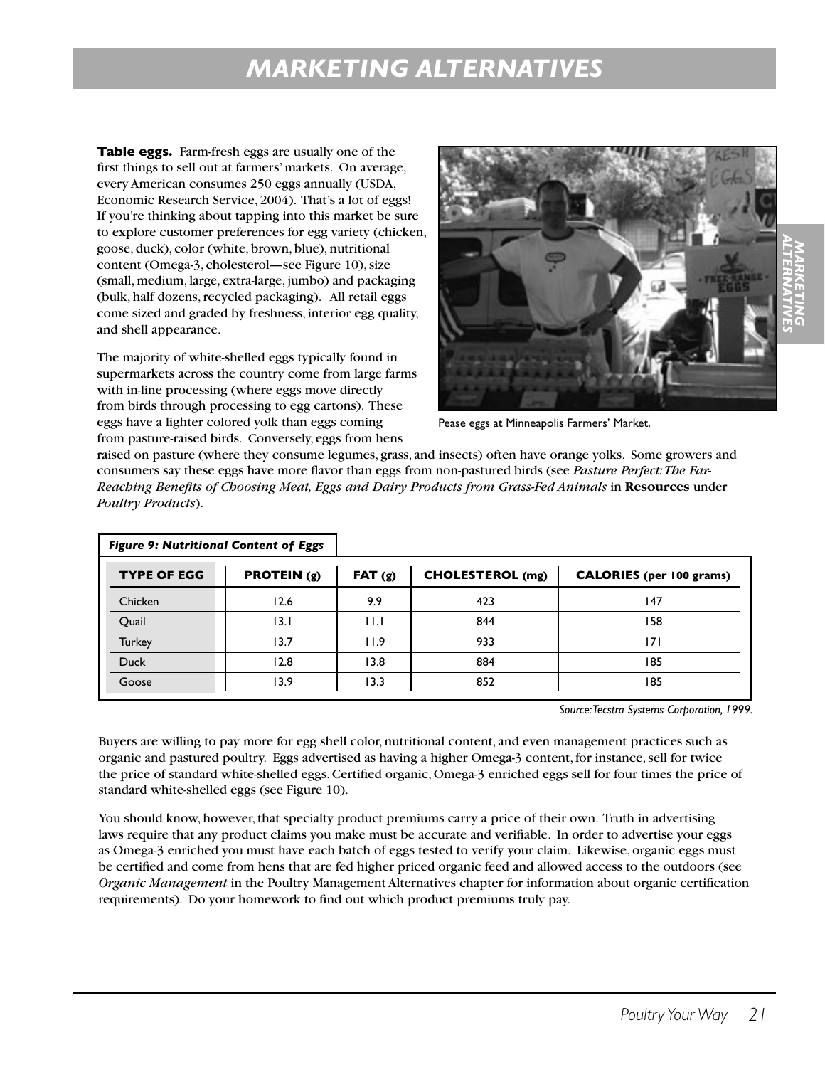# MARKETING ALTERNATIVES

**Table eggs.** Farm-fresh eggs are usually one of the first things to sell out at farmers' markets. On average, every American consumes 250 eggs annually (USDA, Economic Research Service, 2004). That's a lot of eggs! If you're thinking about tapping into this market be sure to explore customer preferences for egg variety (chicken, goose, duck), color (white, brown, blue), nutritional content (Omega-3, cholesterol—see Figure 10), size (small, medium, large, extra-large, jumbo) and packaging (bulk, half dozens, recycled packaging). All retail eggs come sized and graded by freshness, interior egg quality, and shell appearance.

Pease eggs at Minneapolis Farmers' Market.

The majority of white-shelled eggs typically found in supermarkets across the country come from large farms with in-line processing (where eggs move directly from birds through processing to egg cartons). These eggs have a lighter colored yolk than eggs coming from pasture-raised birds. Conversely, eggs from hens raised on pasture (where they consume legumes, grass, and insects) often have orange yolks. Some growers and consumers say these eggs have more flavor than eggs from non-pastured birds (see *Pasture Perfect: The Far-Reaching Benefits of Choosing Meat, Eggs and Dairy Products from Grass-Fed Animals* in **Resources** under *Poultry Products*).

***Figure 9: Nutritional Content of Eggs***

| TYPE OF EGG | PROTEIN (g) | FAT (g) | CHOLESTEROL (mg) | CALORIES (per 100 grams) |
|---|---|---|---|---|
| Chicken | 12.6 | 9.9 | 423 | 147 |
| Quail | 13.1 | 11.1 | 844 | 158 |
| Turkey | 13.7 | 11.9 | 933 | 171 |
| Duck | 12.8 | 13.8 | 884 | 185 |
| Goose | 13.9 | 13.3 | 852 | 185 |

*Source: Tecstra Systems Corporation, 1999.*

Buyers are willing to pay more for egg shell color, nutritional content, and even management practices such as organic and pastured poultry. Eggs advertised as having a higher Omega-3 content, for instance, sell for twice the price of standard white-shelled eggs. Certified organic, Omega-3 enriched eggs sell for four times the price of standard white-shelled eggs (see Figure 10).

You should know, however, that specialty product premiums carry a price of their own. Truth in advertising laws require that any product claims you make must be accurate and verifiable. In order to advertise your eggs as Omega-3 enriched you must have each batch of eggs tested to verify your claim. Likewise, organic eggs must be certified and come from hens that are fed higher priced organic feed and allowed access to the outdoors (see *Organic Management* in the Poultry Management Alternatives chapter for information about organic certification requirements). Do your homework to find out which product premiums truly pay.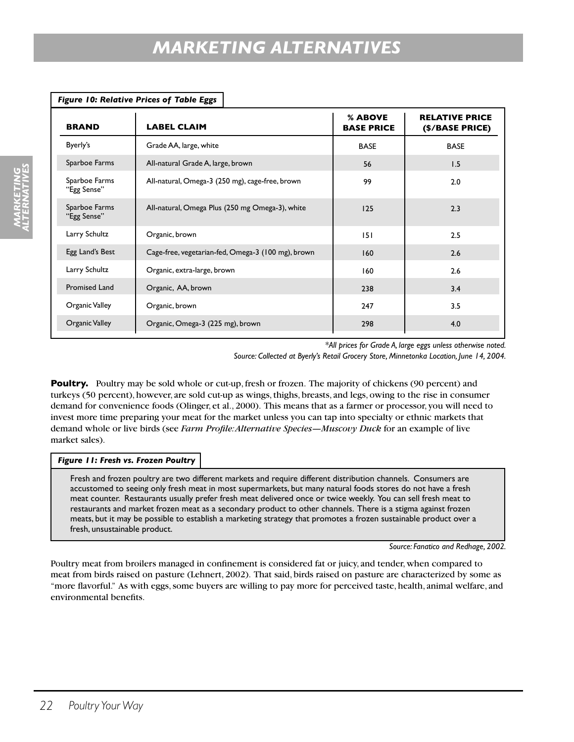# MARKETING ALTERNATIVES

*Figure 10: Relative Prices of Table Eggs*

| BRAND | LABEL CLAIM | % ABOVE BASE PRICE | RELATIVE PRICE ($/BASE PRICE) |
|---|---|---|---|
| Byerly's | Grade AA, large, white | BASE | BASE |
| Sparboe Farms | All-natural Grade A, large, brown | 56 | 1.5 |
| Sparboe Farms "Egg Sense" | All-natural, Omega-3 (250 mg), cage-free, brown | 99 | 2.0 |
| Sparboe Farms "Egg Sense" | All-natural, Omega Plus (250 mg Omega-3), white | 125 | 2.3 |
| Larry Schultz | Organic, brown | 151 | 2.5 |
| Egg Land's Best | Cage-free, vegetarian-fed, Omega-3 (100 mg), brown | 160 | 2.6 |
| Larry Schultz | Organic, extra-large, brown | 160 | 2.6 |
| Promised Land | Organic, AA, brown | 238 | 3.4 |
| Organic Valley | Organic, brown | 247 | 3.5 |
| Organic Valley | Organic, Omega-3 (225 mg), brown | 298 | 4.0 |

*\*All prices for Grade A, large eggs unless otherwise noted.*

*Source: Collected at Byerly's Retail Grocery Store, Minnetonka Location, June 14, 2004.*

**Poultry.** Poultry may be sold whole or cut-up, fresh or frozen. The majority of chickens (90 percent) and turkeys (50 percent), however, are sold cut-up as wings, thighs, breasts, and legs, owing to the rise in consumer demand for convenience foods (Olinger, et al., 2000). This means that as a farmer or processor, you will need to invest more time preparing your meat for the market unless you can tap into specialty or ethnic markets that demand whole or live birds (see *Farm Profile: Alternative Species—Muscovy Duck* for an example of live market sales).

*Figure 11: Fresh vs. Frozen Poultry*

Fresh and frozen poultry are two different markets and require different distribution channels. Consumers are accustomed to seeing only fresh meat in most supermarkets, but many natural foods stores do not have a fresh meat counter. Restaurants usually prefer fresh meat delivered once or twice weekly. You can sell fresh meat to restaurants and market frozen meat as a secondary product to other channels. There is a stigma against frozen meats, but it may be possible to establish a marketing strategy that promotes a frozen sustainable product over a fresh, unsustainable product.

*Source: Fanatico and Redhage, 2002.*

Poultry meat from broilers managed in confinement is considered fat or juicy, and tender, when compared to meat from birds raised on pasture (Lehnert, 2002). That said, birds raised on pasture are characterized by some as "more flavorful." As with eggs, some buyers are willing to pay more for perceived taste, health, animal welfare, and environmental benefits.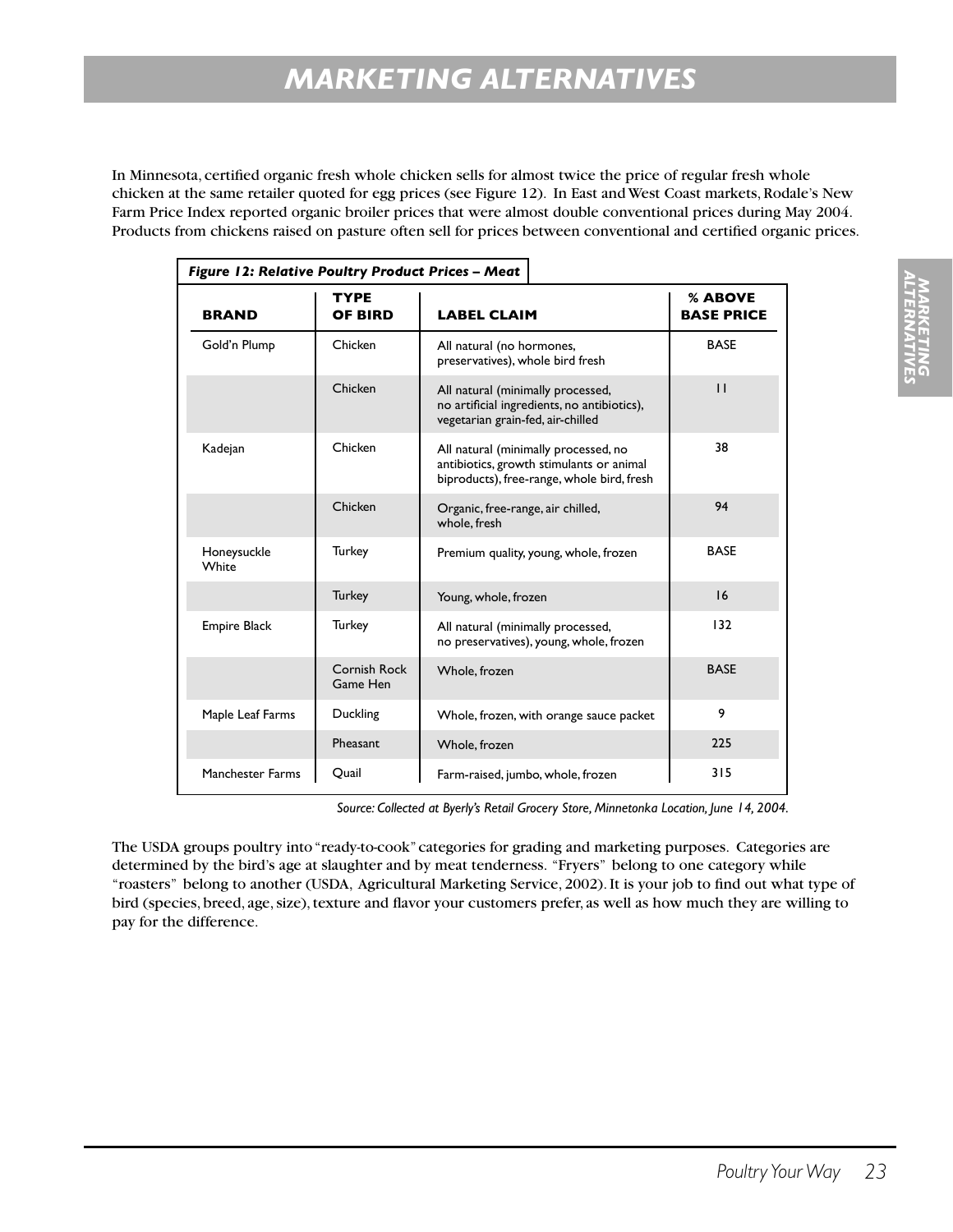# MARKETING ALTERNATIVES

In Minnesota, certified organic fresh whole chicken sells for almost twice the price of regular fresh whole chicken at the same retailer quoted for egg prices (see Figure 12). In East and West Coast markets, Rodale's New Farm Price Index reported organic broiler prices that were almost double conventional prices during May 2004. Products from chickens raised on pasture often sell for prices between conventional and certified organic prices.

***Figure 12: Relative Poultry Product Prices – Meat***

| BRAND | TYPE OF BIRD | LABEL CLAIM | % ABOVE BASE PRICE |
|---|---|---|---|
| Gold'n Plump | Chicken | All natural (no hormones, preservatives), whole bird fresh | BASE |
| | Chicken | All natural (minimally processed, no artificial ingredients, no antibiotics), vegetarian grain-fed, air-chilled | 11 |
| Kadejan | Chicken | All natural (minimally processed, no antibiotics, growth stimulants or animal biproducts), free-range, whole bird, fresh | 38 |
| | Chicken | Organic, free-range, air chilled, whole, fresh | 94 |
| Honeysuckle White | Turkey | Premium quality, young, whole, frozen | BASE |
| | Turkey | Young, whole, frozen | 16 |
| Empire Black | Turkey | All natural (minimally processed, no preservatives), young, whole, frozen | 132 |
| | Cornish Rock Game Hen | Whole, frozen | BASE |
| Maple Leaf Farms | Duckling | Whole, frozen, with orange sauce packet | 9 |
| | Pheasant | Whole, frozen | 225 |
| Manchester Farms | Quail | Farm-raised, jumbo, whole, frozen | 315 |

*Source: Collected at Byerly's Retail Grocery Store, Minnetonka Location, June 14, 2004.*

The USDA groups poultry into "ready-to-cook" categories for grading and marketing purposes. Categories are determined by the bird's age at slaughter and by meat tenderness. "Fryers" belong to one category while "roasters" belong to another (USDA, Agricultural Marketing Service, 2002). It is your job to find out what type of bird (species, breed, age, size), texture and flavor your customers prefer, as well as how much they are willing to pay for the difference.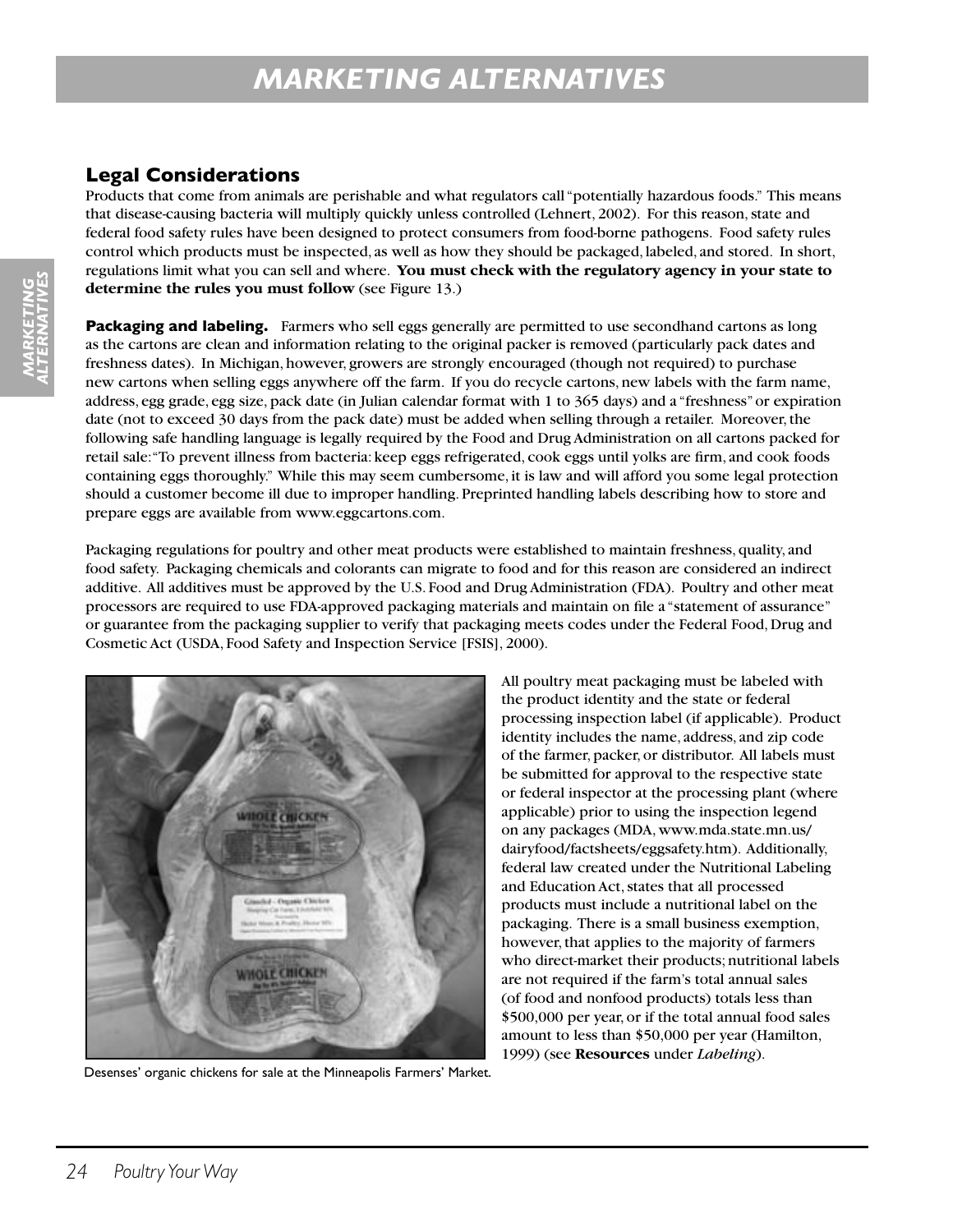# MARKETING ALTERNATIVES

## Legal Considerations

Products that come from animals are perishable and what regulators call "potentially hazardous foods." This means that disease-causing bacteria will multiply quickly unless controlled (Lehnert, 2002). For this reason, state and federal food safety rules have been designed to protect consumers from food-borne pathogens. Food safety rules control which products must be inspected, as well as how they should be packaged, labeled, and stored. In short, regulations limit what you can sell and where. **You must check with the regulatory agency in your state to determine the rules you must follow** (see Figure 13.)

**Packaging and labeling.** Farmers who sell eggs generally are permitted to use secondhand cartons as long as the cartons are clean and information relating to the original packer is removed (particularly pack dates and freshness dates). In Michigan, however, growers are strongly encouraged (though not required) to purchase new cartons when selling eggs anywhere off the farm. If you do recycle cartons, new labels with the farm name, address, egg grade, egg size, pack date (in Julian calendar format with 1 to 365 days) and a "freshness" or expiration date (not to exceed 30 days from the pack date) must be added when selling through a retailer. Moreover, the following safe handling language is legally required by the Food and Drug Administration on all cartons packed for retail sale: "To prevent illness from bacteria: keep eggs refrigerated, cook eggs until yolks are firm, and cook foods containing eggs thoroughly." While this may seem cumbersome, it is law and will afford you some legal protection should a customer become ill due to improper handling. Preprinted handling labels describing how to store and prepare eggs are available from www.eggcartons.com.

Packaging regulations for poultry and other meat products were established to maintain freshness, quality, and food safety. Packaging chemicals and colorants can migrate to food and for this reason are considered an indirect additive. All additives must be approved by the U.S. Food and Drug Administration (FDA). Poultry and other meat processors are required to use FDA-approved packaging materials and maintain on file a "statement of assurance" or guarantee from the packaging supplier to verify that packaging meets codes under the Federal Food, Drug and Cosmetic Act (USDA, Food Safety and Inspection Service [FSIS], 2000).

Desenses' organic chickens for sale at the Minneapolis Farmers' Market.

All poultry meat packaging must be labeled with the product identity and the state or federal processing inspection label (if applicable). Product identity includes the name, address, and zip code of the farmer, packer, or distributor. All labels must be submitted for approval to the respective state or federal inspector at the processing plant (where applicable) prior to using the inspection legend on any packages (MDA, www.mda.state.mn.us/dairyfood/factsheets/eggsafety.htm). Additionally, federal law created under the Nutritional Labeling and Education Act, states that all processed products must include a nutritional label on the packaging. There is a small business exemption, however, that applies to the majority of farmers who direct-market their products; nutritional labels are not required if the farm's total annual sales (of food and nonfood products) totals less than $500,000 per year, or if the total annual food sales amount to less than $50,000 per year (Hamilton, 1999) (see **Resources** under *Labeling*).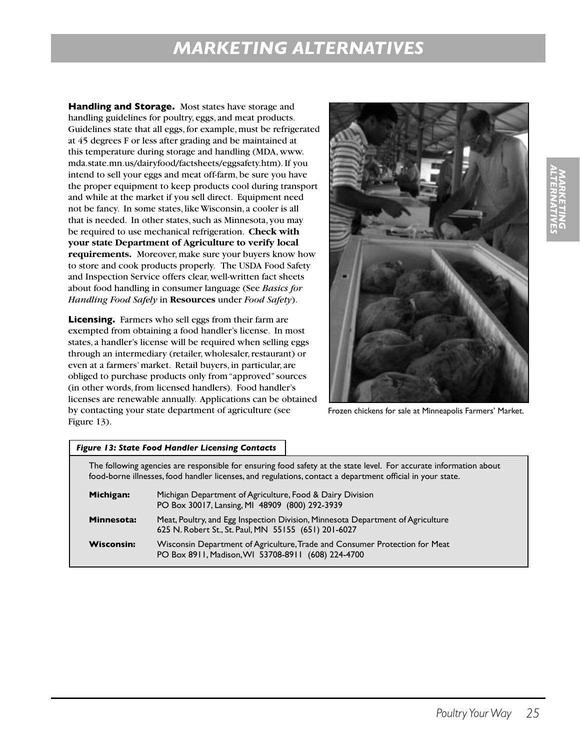# MARKETING ALTERNATIVES

**Handling and Storage.** Most states have storage and handling guidelines for poultry, eggs, and meat products. Guidelines state that all eggs, for example, must be refrigerated at 45 degrees F or less after grading and be maintained at this temperature during storage and handling (MDA, www.mda.state.mn.us/dairyfood/factsheets/eggsafety.htm). If you intend to sell your eggs and meat off-farm, be sure you have the proper equipment to keep products cool during transport and while at the market if you sell direct. Equipment need not be fancy. In some states, like Wisconsin, a cooler is all that is needed. In other states, such as Minnesota, you may be required to use mechanical refrigeration. **Check with your state Department of Agriculture to verify local requirements.** Moreover, make sure your buyers know how to store and cook products properly. The USDA Food Safety and Inspection Service offers clear, well-written fact sheets about food handling in consumer language (See *Basics for Handling Food Safely* in **Resources** under *Food Safety*).

**Licensing.** Farmers who sell eggs from their farm are exempted from obtaining a food handler's license. In most states, a handler's license will be required when selling eggs through an intermediary (retailer, wholesaler, restaurant) or even at a farmers' market. Retail buyers, in particular, are obliged to purchase products only from "approved" sources (in other words, from licensed handlers). Food handler's licenses are renewable annually. Applications can be obtained by contacting your state department of agriculture (see Figure 13).

Frozen chickens for sale at Minneapolis Farmers' Market.

***Figure 13: State Food Handler Licensing Contacts***

The following agencies are responsible for ensuring food safety at the state level. For accurate information about food-borne illnesses, food handler licenses, and regulations, contact a department official in your state.

| | |
|---|---|
| **Michigan:** | Michigan Department of Agriculture, Food & Dairy Division<br>PO Box 30017, Lansing, MI 48909 (800) 292-3939 |
| **Minnesota:** | Meat, Poultry, and Egg Inspection Division, Minnesota Department of Agriculture<br>625 N. Robert St., St. Paul, MN 55155 (651) 201-6027 |
| **Wisconsin:** | Wisconsin Department of Agriculture, Trade and Consumer Protection for Meat<br>PO Box 8911, Madison, WI 53708-8911 (608) 224-4700 |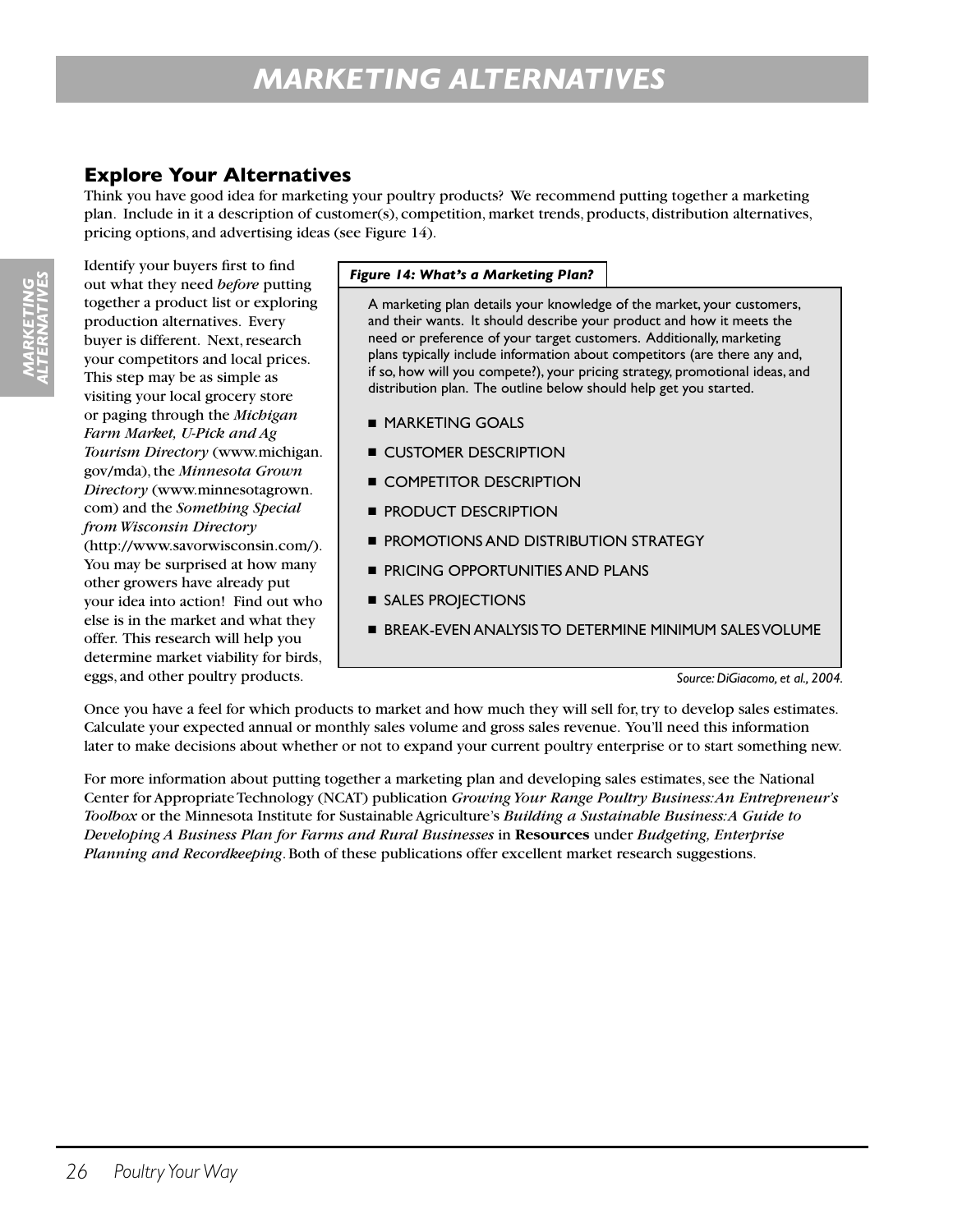# MARKETING ALTERNATIVES

## Explore Your Alternatives

Think you have good idea for marketing your poultry products? We recommend putting together a marketing plan. Include in it a description of customer(s), competition, market trends, products, distribution alternatives, pricing options, and advertising ideas (see Figure 14).

Identify your buyers first to find out what they need *before* putting together a product list or exploring production alternatives. Every buyer is different. Next, research your competitors and local prices. This step may be as simple as visiting your local grocery store or paging through the *Michigan Farm Market, U-Pick and Ag Tourism Directory* (www.michigan.gov/mda), the *Minnesota Grown Directory* (www.minnesotagrown.com) and the *Something Special from Wisconsin Directory* (http://www.savorwisconsin.com/). You may be surprised at how many other growers have already put your idea into action! Find out who else is in the market and what they offer. This research will help you determine market viability for birds, eggs, and other poultry products.

***Figure 14: What's a Marketing Plan?***

A marketing plan details your knowledge of the market, your customers, and their wants. It should describe your product and how it meets the need or preference of your target customers. Additionally, marketing plans typically include information about competitors (are there any and, if so, how will you compete?), your pricing strategy, promotional ideas, and distribution plan. The outline below should help get you started.

- MARKETING GOALS
- CUSTOMER DESCRIPTION
- COMPETITOR DESCRIPTION
- PRODUCT DESCRIPTION
- PROMOTIONS AND DISTRIBUTION STRATEGY
- PRICING OPPORTUNITIES AND PLANS
- SALES PROJECTIONS
- BREAK-EVEN ANALYSIS TO DETERMINE MINIMUM SALES VOLUME

*Source: DiGiacomo, et al., 2004.*

Once you have a feel for which products to market and how much they will sell for, try to develop sales estimates. Calculate your expected annual or monthly sales volume and gross sales revenue. You'll need this information later to make decisions about whether or not to expand your current poultry enterprise or to start something new.

For more information about putting together a marketing plan and developing sales estimates, see the National Center for Appropriate Technology (NCAT) publication *Growing Your Range Poultry Business: An Entrepreneur's Toolbox* or the Minnesota Institute for Sustainable Agriculture's *Building a Sustainable Business: A Guide to Developing A Business Plan for Farms and Rural Businesses* in **Resources** under *Budgeting, Enterprise Planning and Recordkeeping*. Both of these publications offer excellent market research suggestions.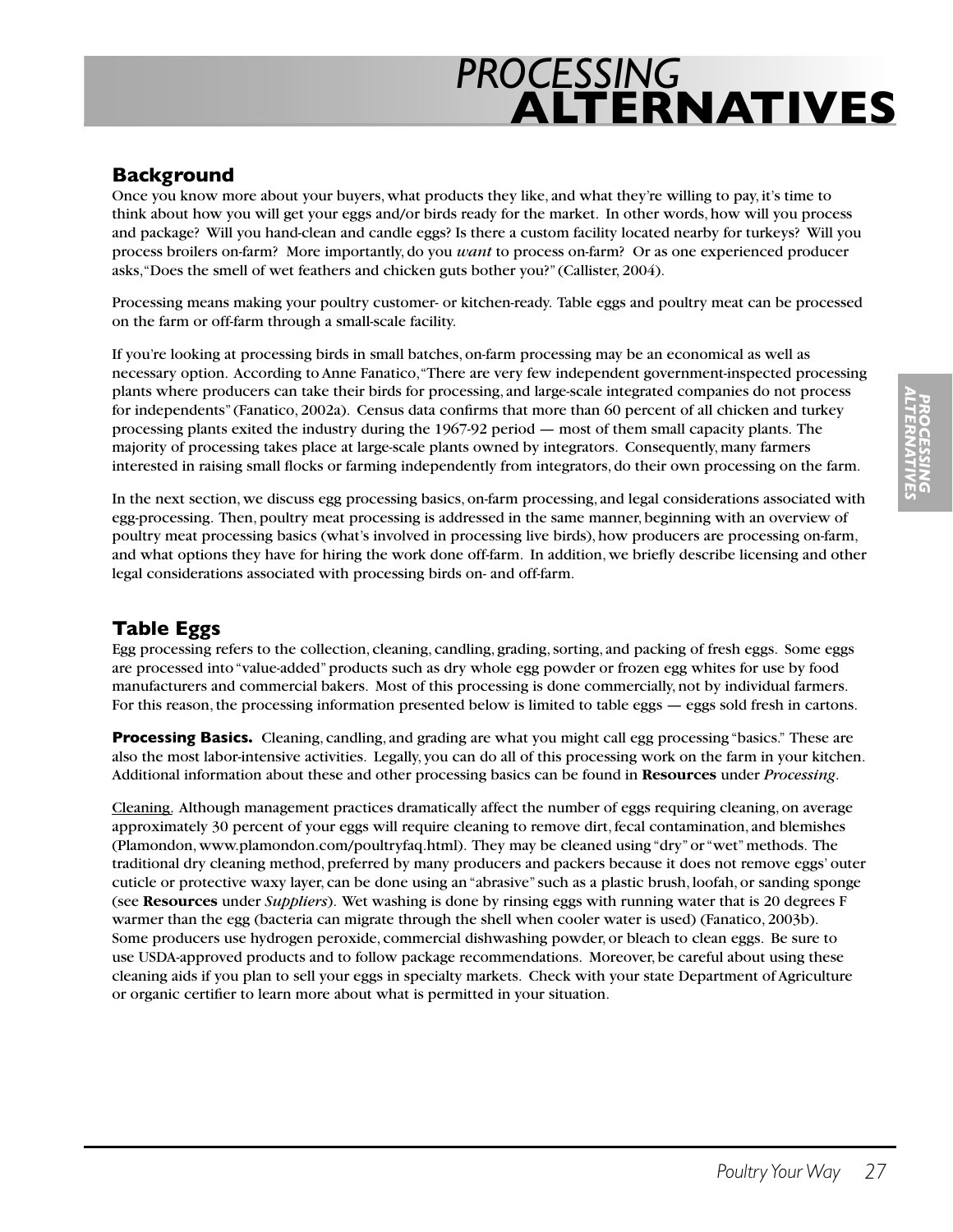# PROCESSING ALTERNATIVES

## Background

Once you know more about your buyers, what products they like, and what they're willing to pay, it's time to think about how you will get your eggs and/or birds ready for the market. In other words, how will you process and package? Will you hand-clean and candle eggs? Is there a custom facility located nearby for turkeys? Will you process broilers on-farm? More importantly, do you *want* to process on-farm? Or as one experienced producer asks, "Does the smell of wet feathers and chicken guts bother you?" (Callister, 2004).

Processing means making your poultry customer- or kitchen-ready. Table eggs and poultry meat can be processed on the farm or off-farm through a small-scale facility.

If you're looking at processing birds in small batches, on-farm processing may be an economical as well as necessary option. According to Anne Fanatico, "There are very few independent government-inspected processing plants where producers can take their birds for processing, and large-scale integrated companies do not process for independents" (Fanatico, 2002a). Census data confirms that more than 60 percent of all chicken and turkey processing plants exited the industry during the 1967-92 period — most of them small capacity plants. The majority of processing takes place at large-scale plants owned by integrators. Consequently, many farmers interested in raising small flocks or farming independently from integrators, do their own processing on the farm.

In the next section, we discuss egg processing basics, on-farm processing, and legal considerations associated with egg-processing. Then, poultry meat processing is addressed in the same manner, beginning with an overview of poultry meat processing basics (what's involved in processing live birds), how producers are processing on-farm, and what options they have for hiring the work done off-farm. In addition, we briefly describe licensing and other legal considerations associated with processing birds on- and off-farm.

## Table Eggs

Egg processing refers to the collection, cleaning, candling, grading, sorting, and packing of fresh eggs. Some eggs are processed into "value-added" products such as dry whole egg powder or frozen egg whites for use by food manufacturers and commercial bakers. Most of this processing is done commercially, not by individual farmers. For this reason, the processing information presented below is limited to table eggs — eggs sold fresh in cartons.

**Processing Basics.** Cleaning, candling, and grading are what you might call egg processing "basics." These are also the most labor-intensive activities. Legally, you can do all of this processing work on the farm in your kitchen. Additional information about these and other processing basics can be found in **Resources** under *Processing*.

Cleaning. Although management practices dramatically affect the number of eggs requiring cleaning, on average approximately 30 percent of your eggs will require cleaning to remove dirt, fecal contamination, and blemishes (Plamondon, www.plamondon.com/poultryfaq.html). They may be cleaned using "dry" or "wet" methods. The traditional dry cleaning method, preferred by many producers and packers because it does not remove eggs' outer cuticle or protective waxy layer, can be done using an "abrasive" such as a plastic brush, loofah, or sanding sponge (see **Resources** under *Suppliers*). Wet washing is done by rinsing eggs with running water that is 20 degrees F warmer than the egg (bacteria can migrate through the shell when cooler water is used) (Fanatico, 2003b). Some producers use hydrogen peroxide, commercial dishwashing powder, or bleach to clean eggs. Be sure to use USDA-approved products and to follow package recommendations. Moreover, be careful about using these cleaning aids if you plan to sell your eggs in specialty markets. Check with your state Department of Agriculture or organic certifier to learn more about what is permitted in your situation.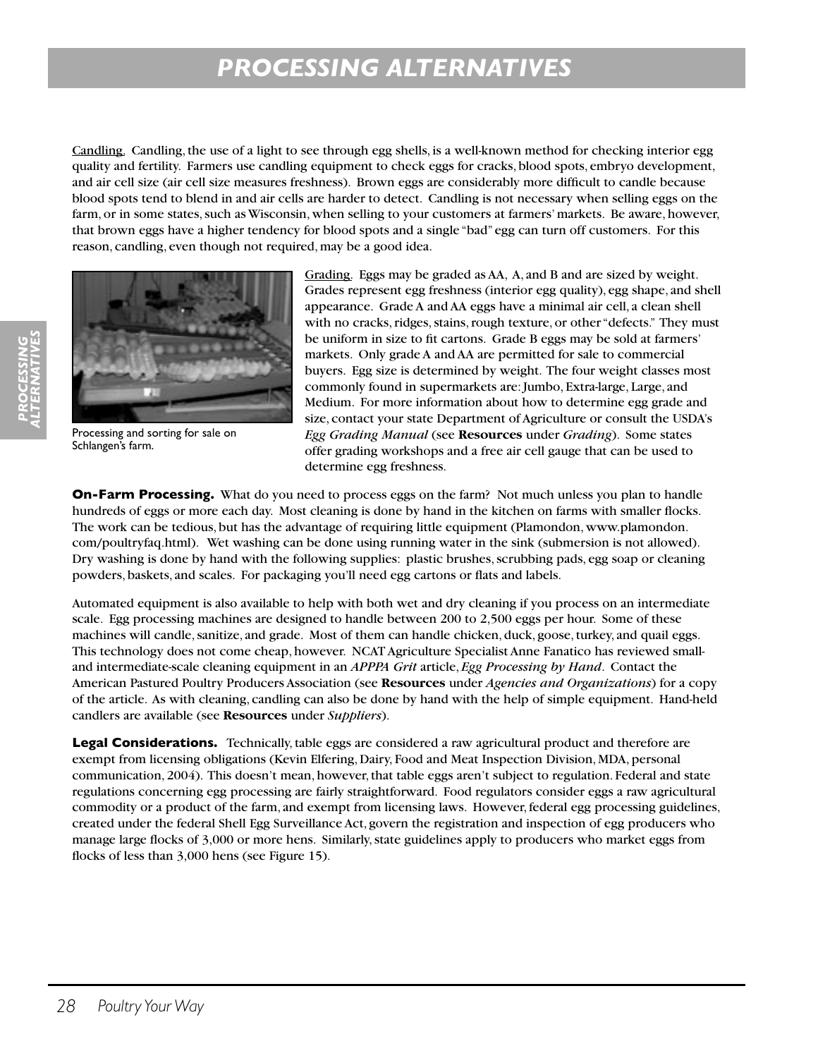# PROCESSING ALTERNATIVES

Candling. Candling, the use of a light to see through egg shells, is a well-known method for checking interior egg quality and fertility. Farmers use candling equipment to check eggs for cracks, blood spots, embryo development, and air cell size (air cell size measures freshness). Brown eggs are considerably more difficult to candle because blood spots tend to blend in and air cells are harder to detect. Candling is not necessary when selling eggs on the farm, or in some states, such as Wisconsin, when selling to your customers at farmers' markets. Be aware, however, that brown eggs have a higher tendency for blood spots and a single "bad" egg can turn off customers. For this reason, candling, even though not required, may be a good idea.

Processing and sorting for sale on Schlangen's farm.

Grading. Eggs may be graded as AA, A, and B and are sized by weight. Grades represent egg freshness (interior egg quality), egg shape, and shell appearance. Grade A and AA eggs have a minimal air cell, a clean shell with no cracks, ridges, stains, rough texture, or other "defects." They must be uniform in size to fit cartons. Grade B eggs may be sold at farmers' markets. Only grade A and AA are permitted for sale to commercial buyers. Egg size is determined by weight. The four weight classes most commonly found in supermarkets are: Jumbo, Extra-large, Large, and Medium. For more information about how to determine egg grade and size, contact your state Department of Agriculture or consult the USDA's *Egg Grading Manual* (see **Resources** under *Grading*). Some states offer grading workshops and a free air cell gauge that can be used to determine egg freshness.

**On-Farm Processing.** What do you need to process eggs on the farm? Not much unless you plan to handle hundreds of eggs or more each day. Most cleaning is done by hand in the kitchen on farms with smaller flocks. The work can be tedious, but has the advantage of requiring little equipment (Plamondon, www.plamondon.com/poultryfaq.html). Wet washing can be done using running water in the sink (submersion is not allowed). Dry washing is done by hand with the following supplies: plastic brushes, scrubbing pads, egg soap or cleaning powders, baskets, and scales. For packaging you'll need egg cartons or flats and labels.

Automated equipment is also available to help with both wet and dry cleaning if you process on an intermediate scale. Egg processing machines are designed to handle between 200 to 2,500 eggs per hour. Some of these machines will candle, sanitize, and grade. Most of them can handle chicken, duck, goose, turkey, and quail eggs. This technology does not come cheap, however. NCAT Agriculture Specialist Anne Fanatico has reviewed small- and intermediate-scale cleaning equipment in an *APPPA Grit* article, *Egg Processing by Hand*. Contact the American Pastured Poultry Producers Association (see **Resources** under *Agencies and Organizations*) for a copy of the article. As with cleaning, candling can also be done by hand with the help of simple equipment. Hand-held candlers are available (see **Resources** under *Suppliers*).

**Legal Considerations.** Technically, table eggs are considered a raw agricultural product and therefore are exempt from licensing obligations (Kevin Elfering, Dairy, Food and Meat Inspection Division, MDA, personal communication, 2004). This doesn't mean, however, that table eggs aren't subject to regulation. Federal and state regulations concerning egg processing are fairly straightforward. Food regulators consider eggs a raw agricultural commodity or a product of the farm, and exempt from licensing laws. However, federal egg processing guidelines, created under the federal Shell Egg Surveillance Act, govern the registration and inspection of egg producers who manage large flocks of 3,000 or more hens. Similarly, state guidelines apply to producers who market eggs from flocks of less than 3,000 hens (see Figure 15).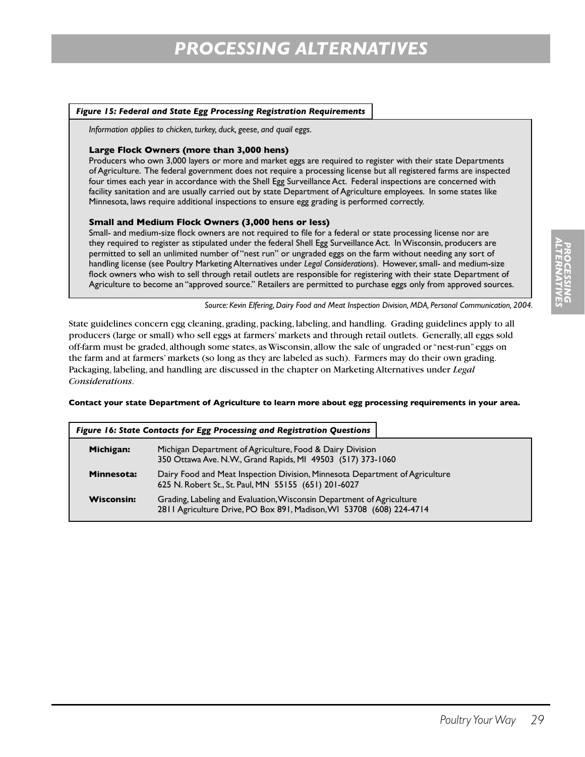# PROCESSING ALTERNATIVES

***Figure 15: Federal and State Egg Processing Registration Requirements***

*Information applies to chicken, turkey, duck, geese, and quail eggs.*

**Large Flock Owners (more than 3,000 hens)**
Producers who own 3,000 layers or more and market eggs are required to register with their state Departments of Agriculture. The federal government does not require a processing license but all registered farms are inspected four times each year in accordance with the Shell Egg Surveillance Act. Federal inspections are concerned with facility sanitation and are usually carried out by state Department of Agriculture employees. In some states like Minnesota, laws require additional inspections to ensure egg grading is performed correctly.

**Small and Medium Flock Owners (3,000 hens or less)**
Small- and medium-size flock owners are not required to file for a federal or state processing license nor are they required to register as stipulated under the federal Shell Egg Surveillance Act. In Wisconsin, producers are permitted to sell an unlimited number of "nest run" or ungraded eggs on the farm without needing any sort of handling license (see Poultry Marketing Alternatives under *Legal Considerations*). However, small- and medium-size flock owners who wish to sell through retail outlets are responsible for registering with their state Department of Agriculture to become an "approved source." Retailers are permitted to purchase eggs only from approved sources.

*Source: Kevin Elfering, Dairy Food and Meat Inspection Division, MDA, Personal Communication, 2004.*

State guidelines concern egg cleaning, grading, packing, labeling, and handling. Grading guidelines apply to all producers (large or small) who sell eggs at farmers' markets and through retail outlets. Generally, all eggs sold off-farm must be graded, although some states, as Wisconsin, allow the sale of ungraded or "nest-run" eggs on the farm and at farmers' markets (so long as they are labeled as such). Farmers may do their own grading. Packaging, labeling, and handling are discussed in the chapter on Marketing Alternatives under *Legal Considerations*.

**Contact your state Department of Agriculture to learn more about egg processing requirements in your area.**

***Figure 16: State Contacts for Egg Processing and Registration Questions***

| | |
|---|---|
| **Michigan:** | Michigan Department of Agriculture, Food & Dairy Division<br>350 Ottawa Ave. N.W., Grand Rapids, MI 49503 (517) 373-1060 |
| **Minnesota:** | Dairy Food and Meat Inspection Division, Minnesota Department of Agriculture<br>625 N. Robert St., St. Paul, MN 55155 (651) 201-6027 |
| **Wisconsin:** | Grading, Labeling and Evaluation, Wisconsin Department of Agriculture<br>2811 Agriculture Drive, PO Box 891, Madison, WI 53708 (608) 224-4714 |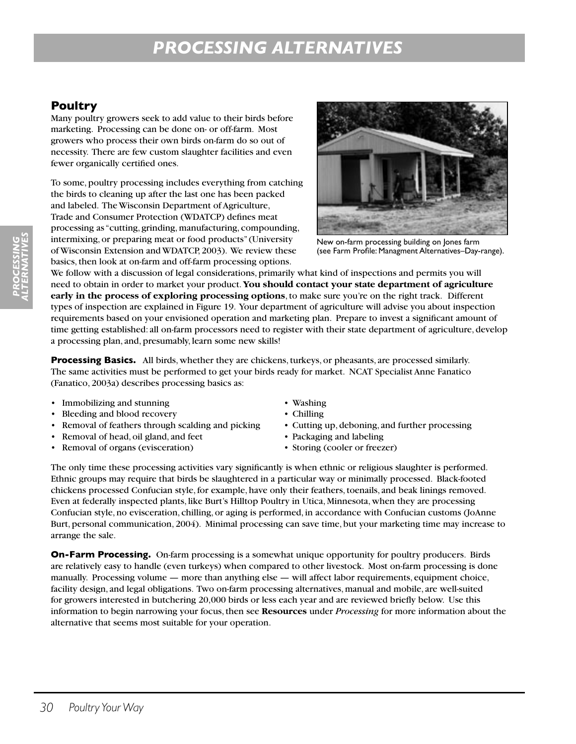# PROCESSING ALTERNATIVES

## Poultry

Many poultry growers seek to add value to their birds before marketing. Processing can be done on- or off-farm. Most growers who process their own birds on-farm do so out of necessity. There are few custom slaughter facilities and even fewer organically certified ones.

To some, poultry processing includes everything from catching the birds to cleaning up after the last one has been packed and labeled. The Wisconsin Department of Agriculture, Trade and Consumer Protection (WDATCP) defines meat processing as "cutting, grinding, manufacturing, compounding, intermixing, or preparing meat or food products" (University of Wisconsin Extension and WDATCP, 2003). We review these basics, then look at on-farm and off-farm processing options. We follow with a discussion of legal considerations, primarily what kind of inspections and permits you will need to obtain in order to market your product. **You should contact your state department of agriculture early in the process of exploring processing options**, to make sure you're on the right track. Different types of inspection are explained in Figure 19. Your department of agriculture will advise you about inspection requirements based on your envisioned operation and marketing plan. Prepare to invest a significant amount of time getting established: all on-farm processors need to register with their state department of agriculture, develop a processing plan, and, presumably, learn some new skills!

New on-farm processing building on Jones farm (see Farm Profile: Managment Alternatives–Day-range).

**Processing Basics.** All birds, whether they are chickens, turkeys, or pheasants, are processed similarly. The same activities must be performed to get your birds ready for market. NCAT Specialist Anne Fanatico (Fanatico, 2003a) describes processing basics as:

- Immobilizing and stunning
- Bleeding and blood recovery
- Removal of feathers through scalding and picking
- Removal of head, oil gland, and feet
- Removal of organs (evisceration)
- Washing
- Chilling
- Cutting up, deboning, and further processing
- Packaging and labeling
- Storing (cooler or freezer)

The only time these processing activities vary significantly is when ethnic or religious slaughter is performed. Ethnic groups may require that birds be slaughtered in a particular way or minimally processed. Black-footed chickens processed Confucian style, for example, have only their feathers, toenails, and beak linings removed. Even at federally inspected plants, like Burt's Hilltop Poultry in Utica, Minnesota, when they are processing Confucian style, no evisceration, chilling, or aging is performed, in accordance with Confucian customs (JoAnne Burt, personal communication, 2004). Minimal processing can save time, but your marketing time may increase to arrange the sale.

**On-Farm Processing.** On-farm processing is a somewhat unique opportunity for poultry producers. Birds are relatively easy to handle (even turkeys) when compared to other livestock. Most on-farm processing is done manually. Processing volume — more than anything else — will affect labor requirements, equipment choice, facility design, and legal obligations. Two on-farm processing alternatives, manual and mobile, are well-suited for growers interested in butchering 20,000 birds or less each year and are reviewed briefly below. Use this information to begin narrowing your focus, then see **Resources** under *Processing* for more information about the alternative that seems most suitable for your operation.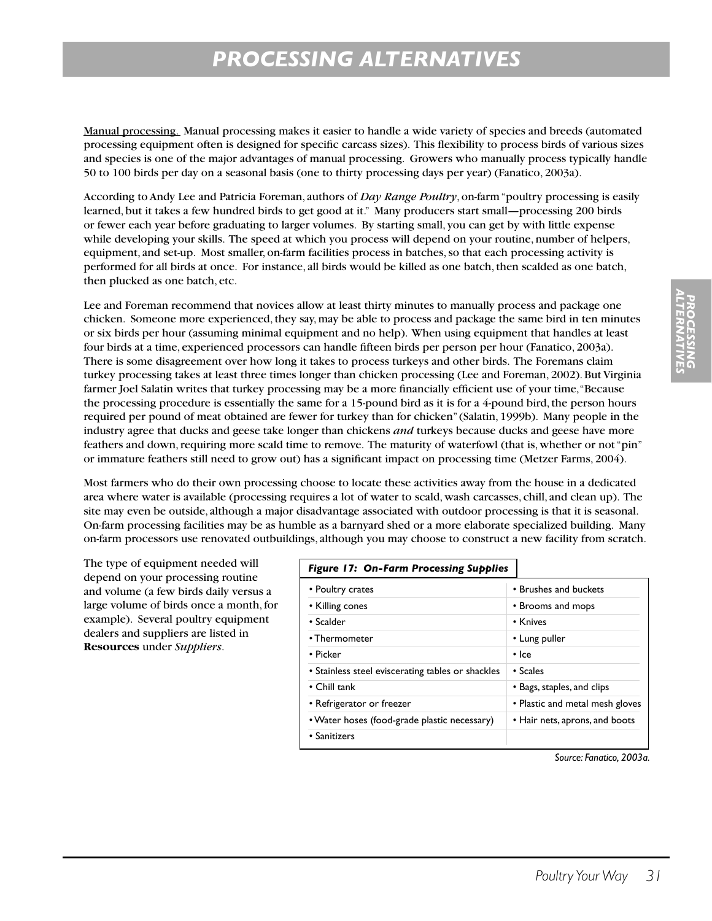# PROCESSING ALTERNATIVES

Manual processing. Manual processing makes it easier to handle a wide variety of species and breeds (automated processing equipment often is designed for specific carcass sizes). This flexibility to process birds of various sizes and species is one of the major advantages of manual processing. Growers who manually process typically handle 50 to 100 birds per day on a seasonal basis (one to thirty processing days per year) (Fanatico, 2003a).

According to Andy Lee and Patricia Foreman, authors of *Day Range Poultry*, on-farm "poultry processing is easily learned, but it takes a few hundred birds to get good at it." Many producers start small—processing 200 birds or fewer each year before graduating to larger volumes. By starting small, you can get by with little expense while developing your skills. The speed at which you process will depend on your routine, number of helpers, equipment, and set-up. Most smaller, on-farm facilities process in batches, so that each processing activity is performed for all birds at once. For instance, all birds would be killed as one batch, then scalded as one batch, then plucked as one batch, etc.

Lee and Foreman recommend that novices allow at least thirty minutes to manually process and package one chicken. Someone more experienced, they say, may be able to process and package the same bird in ten minutes or six birds per hour (assuming minimal equipment and no help). When using equipment that handles at least four birds at a time, experienced processors can handle fifteen birds per person per hour (Fanatico, 2003a). There is some disagreement over how long it takes to process turkeys and other birds. The Foremans claim turkey processing takes at least three times longer than chicken processing (Lee and Foreman, 2002). But Virginia farmer Joel Salatin writes that turkey processing may be a more financially efficient use of your time, "Because the processing procedure is essentially the same for a 15-pound bird as it is for a 4-pound bird, the person hours required per pound of meat obtained are fewer for turkey than for chicken" (Salatin, 1999b). Many people in the industry agree that ducks and geese take longer than chickens *and* turkeys because ducks and geese have more feathers and down, requiring more scald time to remove. The maturity of waterfowl (that is, whether or not "pin" or immature feathers still need to grow out) has a significant impact on processing time (Metzer Farms, 2004).

Most farmers who do their own processing choose to locate these activities away from the house in a dedicated area where water is available (processing requires a lot of water to scald, wash carcasses, chill, and clean up). The site may even be outside, although a major disadvantage associated with outdoor processing is that it is seasonal. On-farm processing facilities may be as humble as a barnyard shed or a more elaborate specialized building. Many on-farm processors use renovated outbuildings, although you may choose to construct a new facility from scratch.

The type of equipment needed will depend on your processing routine and volume (a few birds daily versus a large volume of birds once a month, for example). Several poultry equipment dealers and suppliers are listed in **Resources** under *Suppliers*.

***Figure 17: On-Farm Processing Supplies***

| | |
|---|---|
| • Poultry crates | • Brushes and buckets |
| • Killing cones | • Brooms and mops |
| • Scalder | • Knives |
| • Thermometer | • Lung puller |
| • Picker | • Ice |
| • Stainless steel eviscerating tables or shackles | • Scales |
| • Chill tank | • Bags, staples, and clips |
| • Refrigerator or freezer | • Plastic and metal mesh gloves |
| • Water hoses (food-grade plastic necessary) | • Hair nets, aprons, and boots |
| • Sanitizers | |

*Source: Fanatico, 2003a.*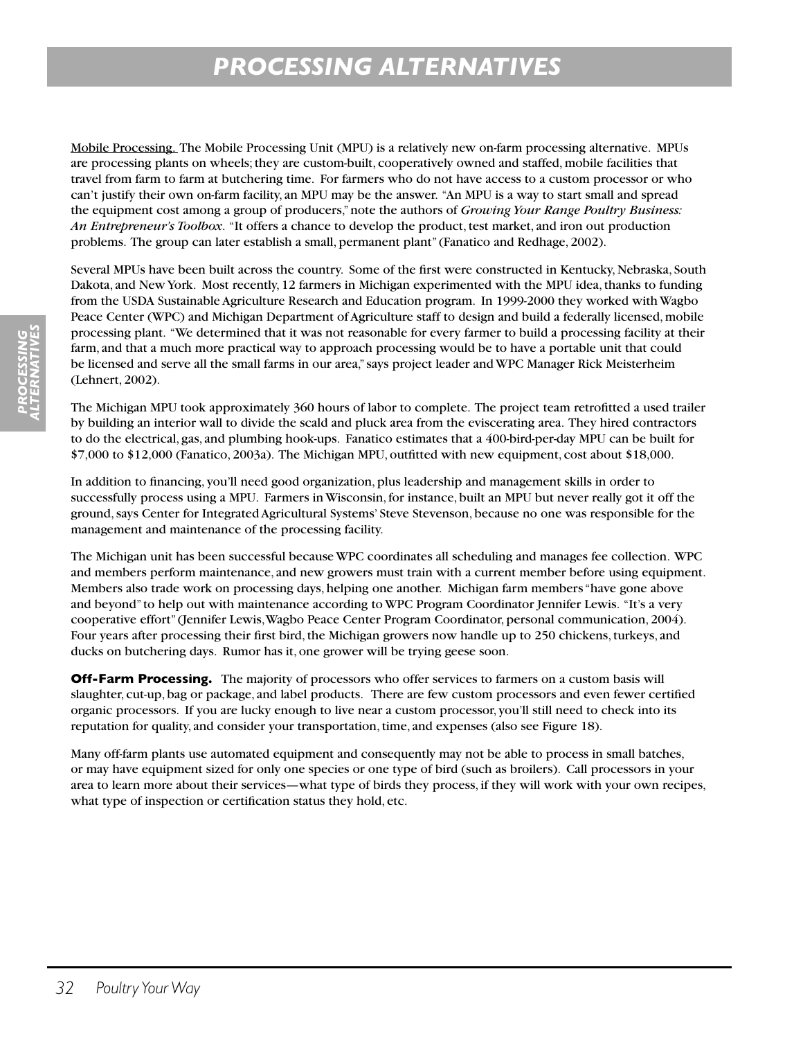# PROCESSING ALTERNATIVES

<u>Mobile Processing.</u> The Mobile Processing Unit (MPU) is a relatively new on-farm processing alternative. MPUs are processing plants on wheels; they are custom-built, cooperatively owned and staffed, mobile facilities that travel from farm to farm at butchering time. For farmers who do not have access to a custom processor or who can't justify their own on-farm facility, an MPU may be the answer. "An MPU is a way to start small and spread the equipment cost among a group of producers," note the authors of *Growing Your Range Poultry Business: An Entrepreneur's Toolbox*. "It offers a chance to develop the product, test market, and iron out production problems. The group can later establish a small, permanent plant" (Fanatico and Redhage, 2002).

Several MPUs have been built across the country. Some of the first were constructed in Kentucky, Nebraska, South Dakota, and New York. Most recently, 12 farmers in Michigan experimented with the MPU idea, thanks to funding from the USDA Sustainable Agriculture Research and Education program. In 1999-2000 they worked with Wagbo Peace Center (WPC) and Michigan Department of Agriculture staff to design and build a federally licensed, mobile processing plant. "We determined that it was not reasonable for every farmer to build a processing facility at their farm, and that a much more practical way to approach processing would be to have a portable unit that could be licensed and serve all the small farms in our area," says project leader and WPC Manager Rick Meisterheim (Lehnert, 2002).

The Michigan MPU took approximately 360 hours of labor to complete. The project team retrofitted a used trailer by building an interior wall to divide the scald and pluck area from the eviscerating area. They hired contractors to do the electrical, gas, and plumbing hook-ups. Fanatico estimates that a 400-bird-per-day MPU can be built for $7,000 to $12,000 (Fanatico, 2003a). The Michigan MPU, outfitted with new equipment, cost about $18,000.

In addition to financing, you'll need good organization, plus leadership and management skills in order to successfully process using a MPU. Farmers in Wisconsin, for instance, built an MPU but never really got it off the ground, says Center for Integrated Agricultural Systems' Steve Stevenson, because no one was responsible for the management and maintenance of the processing facility.

The Michigan unit has been successful because WPC coordinates all scheduling and manages fee collection. WPC and members perform maintenance, and new growers must train with a current member before using equipment. Members also trade work on processing days, helping one another. Michigan farm members "have gone above and beyond" to help out with maintenance according to WPC Program Coordinator Jennifer Lewis. "It's a very cooperative effort" (Jennifer Lewis, Wagbo Peace Center Program Coordinator, personal communication, 2004). Four years after processing their first bird, the Michigan growers now handle up to 250 chickens, turkeys, and ducks on butchering days. Rumor has it, one grower will be trying geese soon.

**Off-Farm Processing.** The majority of processors who offer services to farmers on a custom basis will slaughter, cut-up, bag or package, and label products. There are few custom processors and even fewer certified organic processors. If you are lucky enough to live near a custom processor, you'll still need to check into its reputation for quality, and consider your transportation, time, and expenses (also see Figure 18).

Many off-farm plants use automated equipment and consequently may not be able to process in small batches, or may have equipment sized for only one species or one type of bird (such as broilers). Call processors in your area to learn more about their services—what type of birds they process, if they will work with your own recipes, what type of inspection or certification status they hold, etc.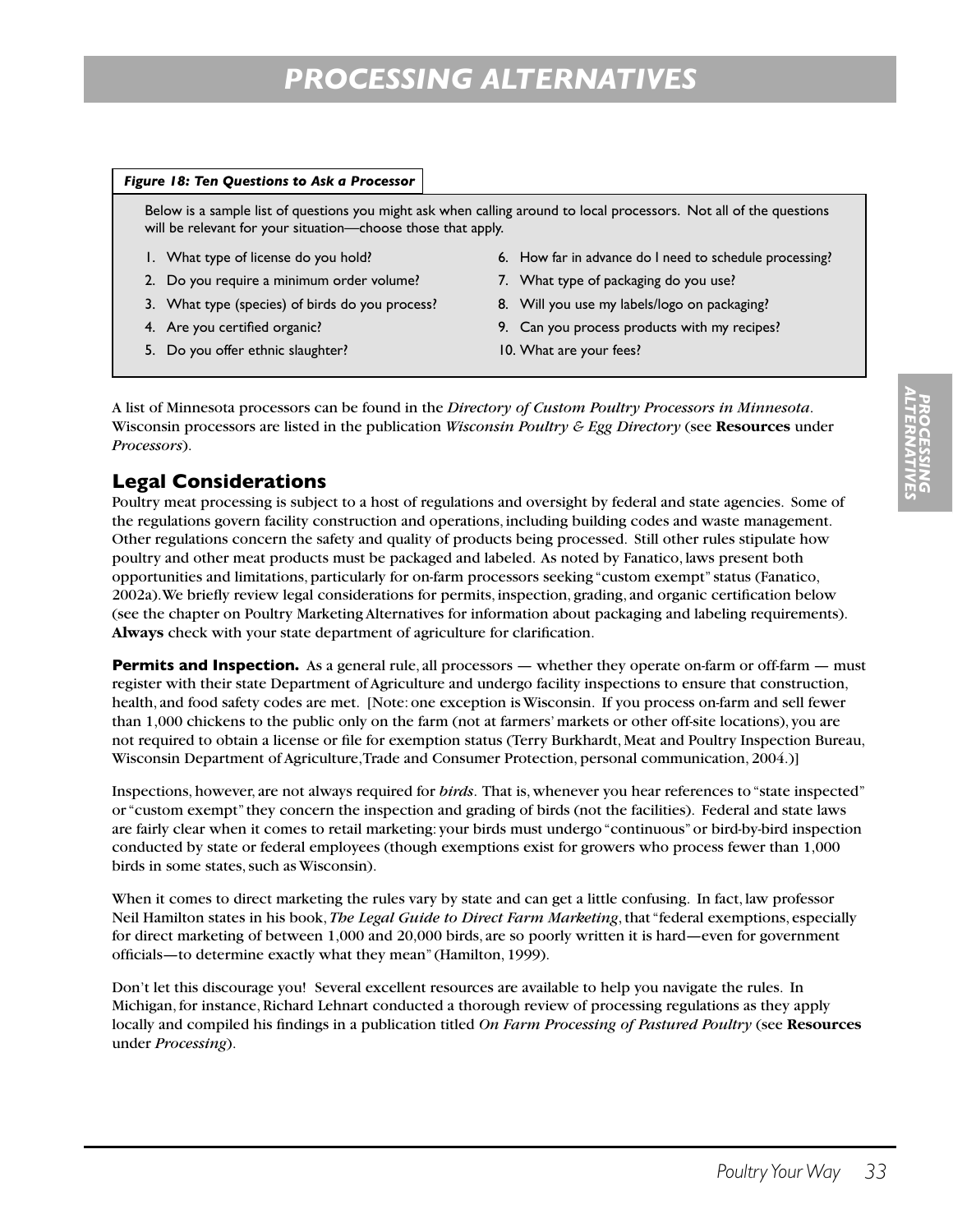# PROCESSING ALTERNATIVES

***Figure 18: Ten Questions to Ask a Processor***

Below is a sample list of questions you might ask when calling around to local processors. Not all of the questions will be relevant for your situation—choose those that apply.

1. What type of license do you hold?
2. Do you require a minimum order volume?
3. What type (species) of birds do you process?
4. Are you certified organic?
5. Do you offer ethnic slaughter?
6. How far in advance do I need to schedule processing?
7. What type of packaging do you use?
8. Will you use my labels/logo on packaging?
9. Can you process products with my recipes?
10. What are your fees?

A list of Minnesota processors can be found in the *Directory of Custom Poultry Processors in Minnesota*. Wisconsin processors are listed in the publication *Wisconsin Poultry & Egg Directory* (see **Resources** under *Processors*).

## Legal Considerations

Poultry meat processing is subject to a host of regulations and oversight by federal and state agencies. Some of the regulations govern facility construction and operations, including building codes and waste management. Other regulations concern the safety and quality of products being processed. Still other rules stipulate how poultry and other meat products must be packaged and labeled. As noted by Fanatico, laws present both opportunities and limitations, particularly for on-farm processors seeking "custom exempt" status (Fanatico, 2002a). We briefly review legal considerations for permits, inspection, grading, and organic certification below (see the chapter on Poultry Marketing Alternatives for information about packaging and labeling requirements). **Always** check with your state department of agriculture for clarification.

**Permits and Inspection.** As a general rule, all processors — whether they operate on-farm or off-farm — must register with their state Department of Agriculture and undergo facility inspections to ensure that construction, health, and food safety codes are met. [Note: one exception is Wisconsin. If you process on-farm and sell fewer than 1,000 chickens to the public only on the farm (not at farmers' markets or other off-site locations), you are not required to obtain a license or file for exemption status (Terry Burkhardt, Meat and Poultry Inspection Bureau, Wisconsin Department of Agriculture, Trade and Consumer Protection, personal communication, 2004.)]

Inspections, however, are not always required for *birds*. That is, whenever you hear references to "state inspected" or "custom exempt" they concern the inspection and grading of birds (not the facilities). Federal and state laws are fairly clear when it comes to retail marketing: your birds must undergo "continuous" or bird-by-bird inspection conducted by state or federal employees (though exemptions exist for growers who process fewer than 1,000 birds in some states, such as Wisconsin).

When it comes to direct marketing the rules vary by state and can get a little confusing. In fact, law professor Neil Hamilton states in his book, *The Legal Guide to Direct Farm Marketing*, that "federal exemptions, especially for direct marketing of between 1,000 and 20,000 birds, are so poorly written it is hard—even for government officials—to determine exactly what they mean" (Hamilton, 1999).

Don't let this discourage you! Several excellent resources are available to help you navigate the rules. In Michigan, for instance, Richard Lehnart conducted a thorough review of processing regulations as they apply locally and compiled his findings in a publication titled *On Farm Processing of Pastured Poultry* (see **Resources** under *Processing*).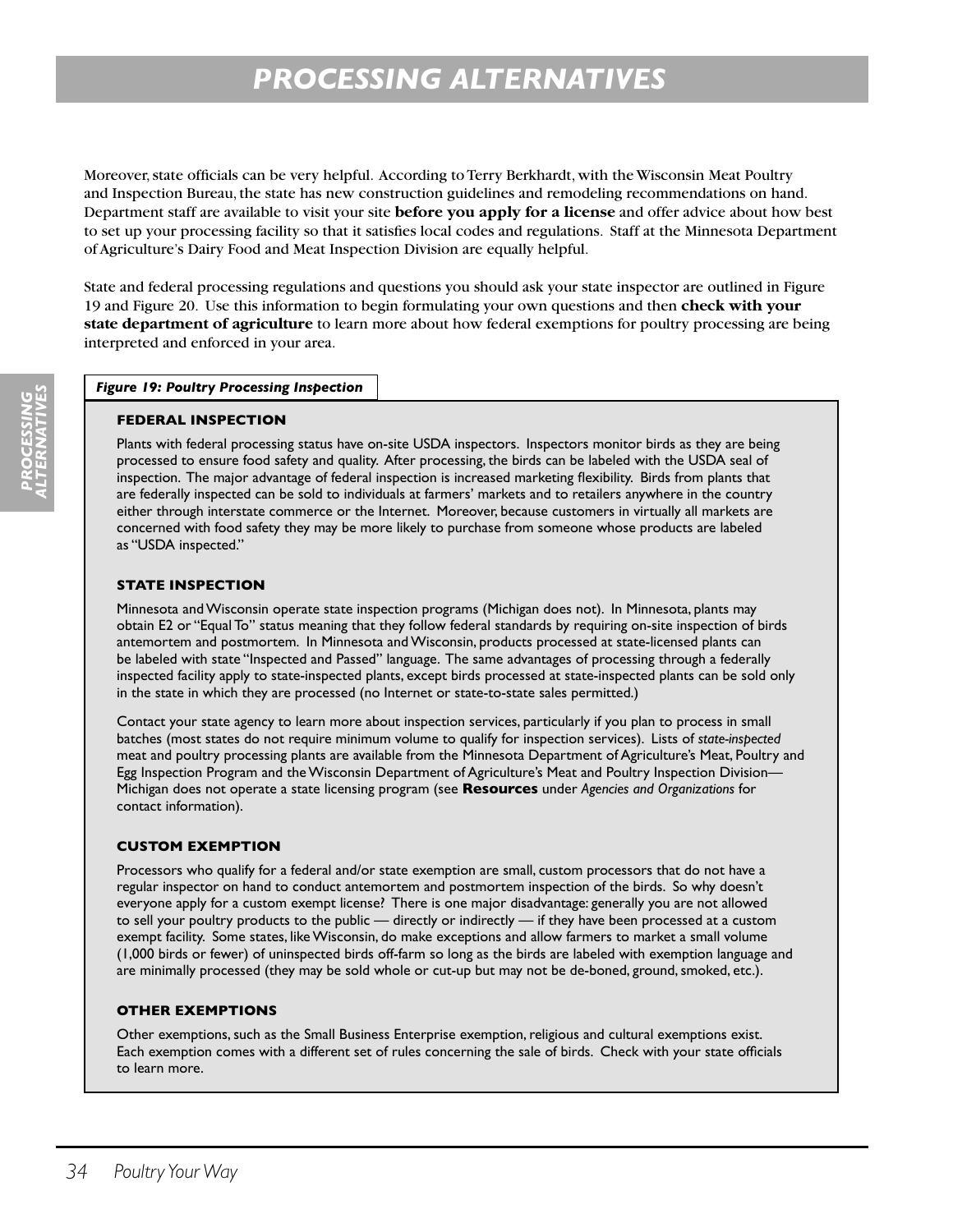# PROCESSING ALTERNATIVES

Moreover, state officials can be very helpful. According to Terry Berkhardt, with the Wisconsin Meat Poultry and Inspection Bureau, the state has new construction guidelines and remodeling recommendations on hand. Department staff are available to visit your site **before you apply for a license** and offer advice about how best to set up your processing facility so that it satisfies local codes and regulations. Staff at the Minnesota Department of Agriculture's Dairy Food and Meat Inspection Division are equally helpful.

State and federal processing regulations and questions you should ask your state inspector are outlined in Figure 19 and Figure 20. Use this information to begin formulating your own questions and then **check with your state department of agriculture** to learn more about how federal exemptions for poultry processing are being interpreted and enforced in your area.

***Figure 19: Poultry Processing Inspection***

**FEDERAL INSPECTION**

Plants with federal processing status have on-site USDA inspectors. Inspectors monitor birds as they are being processed to ensure food safety and quality. After processing, the birds can be labeled with the USDA seal of inspection. The major advantage of federal inspection is increased marketing flexibility. Birds from plants that are federally inspected can be sold to individuals at farmers' markets and to retailers anywhere in the country either through interstate commerce or the Internet. Moreover, because customers in virtually all markets are concerned with food safety they may be more likely to purchase from someone whose products are labeled as "USDA inspected."

**STATE INSPECTION**

Minnesota and Wisconsin operate state inspection programs (Michigan does not). In Minnesota, plants may obtain E2 or "Equal To" status meaning that they follow federal standards by requiring on-site inspection of birds antemortem and postmortem. In Minnesota and Wisconsin, products processed at state-licensed plants can be labeled with state "Inspected and Passed" language. The same advantages of processing through a federally inspected facility apply to state-inspected plants, except birds processed at state-inspected plants can be sold only in the state in which they are processed (no Internet or state-to-state sales permitted.)

Contact your state agency to learn more about inspection services, particularly if you plan to process in small batches (most states do not require minimum volume to qualify for inspection services). Lists of *state-inspected* meat and poultry processing plants are available from the Minnesota Department of Agriculture's Meat, Poultry and Egg Inspection Program and the Wisconsin Department of Agriculture's Meat and Poultry Inspection Division—Michigan does not operate a state licensing program (see **Resources** under *Agencies and Organizations* for contact information).

**CUSTOM EXEMPTION**

Processors who qualify for a federal and/or state exemption are small, custom processors that do not have a regular inspector on hand to conduct antemortem and postmortem inspection of the birds. So why doesn't everyone apply for a custom exempt license? There is one major disadvantage: generally you are not allowed to sell your poultry products to the public — directly or indirectly — if they have been processed at a custom exempt facility. Some states, like Wisconsin, do make exceptions and allow farmers to market a small volume (1,000 birds or fewer) of uninspected birds off-farm so long as the birds are labeled with exemption language and are minimally processed (they may be sold whole or cut-up but may not be de-boned, ground, smoked, etc.).

**OTHER EXEMPTIONS**

Other exemptions, such as the Small Business Enterprise exemption, religious and cultural exemptions exist. Each exemption comes with a different set of rules concerning the sale of birds. Check with your state officials to learn more.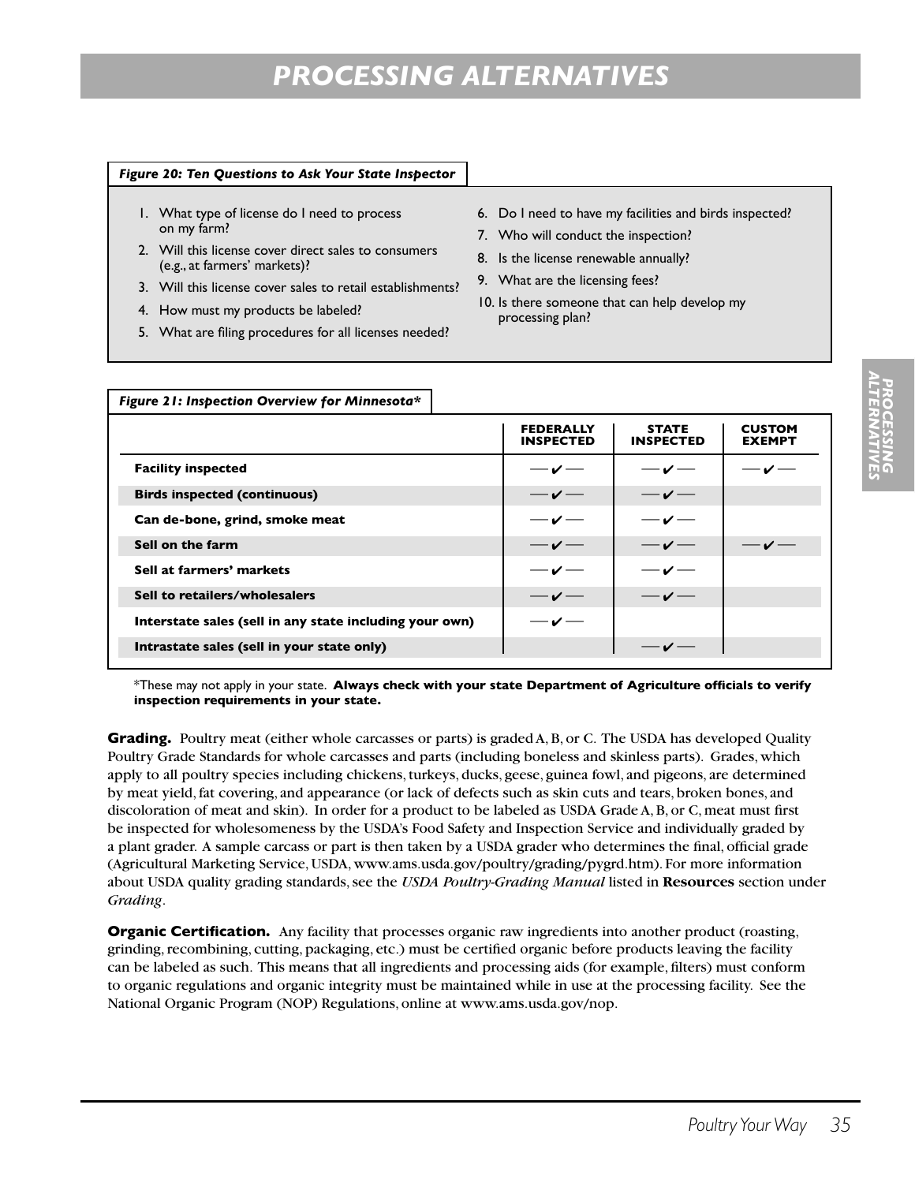# PROCESSING ALTERNATIVES

***Figure 20: Ten Questions to Ask Your State Inspector***

1. What type of license do I need to process on my farm?
2. Will this license cover direct sales to consumers (e.g., at farmers' markets)?
3. Will this license cover sales to retail establishments?
4. How must my products be labeled?
5. What are filing procedures for all licenses needed?
6. Do I need to have my facilities and birds inspected?
7. Who will conduct the inspection?
8. Is the license renewable annually?
9. What are the licensing fees?
10. Is there someone that can help develop my processing plan?

***Figure 21: Inspection Overview for Minnesota****

| | FEDERALLY INSPECTED | STATE INSPECTED | CUSTOM EXEMPT |
|---|---|---|---|
| **Facility inspected** | ✔ | ✔ | ✔ |
| **Birds inspected (continuous)** | ✔ | ✔ | |
| **Can de-bone, grind, smoke meat** | ✔ | ✔ | |
| **Sell on the farm** | ✔ | ✔ | ✔ |
| **Sell at farmers' markets** | ✔ | ✔ | |
| **Sell to retailers/wholesalers** | ✔ | ✔ | |
| **Interstate sales (sell in any state including your own)** | ✔ | | |
| **Intrastate sales (sell in your state only)** | | ✔ | |

*These may not apply in your state. **Always check with your state Department of Agriculture officials to verify inspection requirements in your state.**

**Grading.** Poultry meat (either whole carcasses or parts) is graded A, B, or C. The USDA has developed Quality Poultry Grade Standards for whole carcasses and parts (including boneless and skinless parts). Grades, which apply to all poultry species including chickens, turkeys, ducks, geese, guinea fowl, and pigeons, are determined by meat yield, fat covering, and appearance (or lack of defects such as skin cuts and tears, broken bones, and discoloration of meat and skin). In order for a product to be labeled as USDA Grade A, B, or C, meat must first be inspected for wholesomeness by the USDA's Food Safety and Inspection Service and individually graded by a plant grader. A sample carcass or part is then taken by a USDA grader who determines the final, official grade (Agricultural Marketing Service, USDA, www.ams.usda.gov/poultry/grading/pygrd.htm). For more information about USDA quality grading standards, see the *USDA Poultry-Grading Manual* listed in **Resources** section under *Grading*.

**Organic Certification.** Any facility that processes organic raw ingredients into another product (roasting, grinding, recombining, cutting, packaging, etc.) must be certified organic before products leaving the facility can be labeled as such. This means that all ingredients and processing aids (for example, filters) must conform to organic regulations and organic integrity must be maintained while in use at the processing facility. See the National Organic Program (NOP) Regulations, online at www.ams.usda.gov/nop.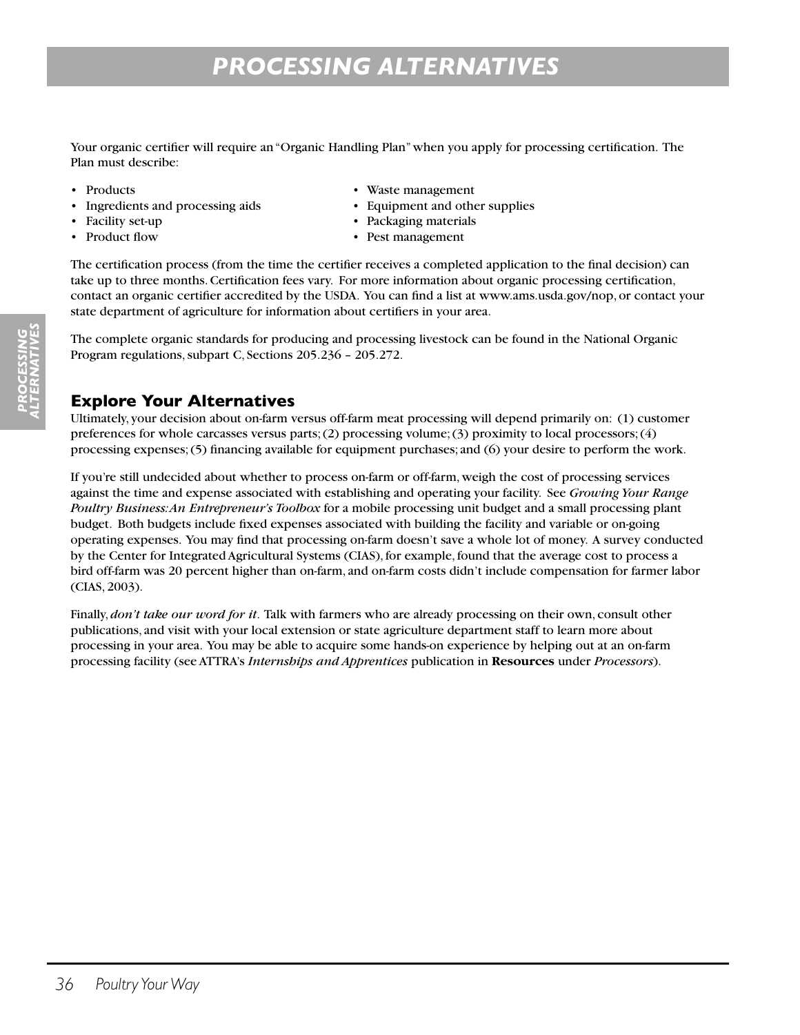# PROCESSING ALTERNATIVES

Your organic certifier will require an "Organic Handling Plan" when you apply for processing certification. The Plan must describe:

- Products
- Ingredients and processing aids
- Facility set-up
- Product flow
- Waste management
- Equipment and other supplies
- Packaging materials
- Pest management

The certification process (from the time the certifier receives a completed application to the final decision) can take up to three months. Certification fees vary. For more information about organic processing certification, contact an organic certifier accredited by the USDA. You can find a list at www.ams.usda.gov/nop, or contact your state department of agriculture for information about certifiers in your area.

The complete organic standards for producing and processing livestock can be found in the National Organic Program regulations, subpart C, Sections 205.236 – 205.272.

## Explore Your Alternatives

Ultimately, your decision about on-farm versus off-farm meat processing will depend primarily on: (1) customer preferences for whole carcasses versus parts; (2) processing volume; (3) proximity to local processors; (4) processing expenses; (5) financing available for equipment purchases; and (6) your desire to perform the work.

If you're still undecided about whether to process on-farm or off-farm, weigh the cost of processing services against the time and expense associated with establishing and operating your facility. See *Growing Your Range Poultry Business: An Entrepreneur's Toolbox* for a mobile processing unit budget and a small processing plant budget. Both budgets include fixed expenses associated with building the facility and variable or on-going operating expenses. You may find that processing on-farm doesn't save a whole lot of money. A survey conducted by the Center for Integrated Agricultural Systems (CIAS), for example, found that the average cost to process a bird off-farm was 20 percent higher than on-farm, and on-farm costs didn't include compensation for farmer labor (CIAS, 2003).

Finally, *don't take our word for it*. Talk with farmers who are already processing on their own, consult other publications, and visit with your local extension or state agriculture department staff to learn more about processing in your area. You may be able to acquire some hands-on experience by helping out at an on-farm processing facility (see ATTRA's *Internships and Apprentices* publication in **Resources** under *Processors*).